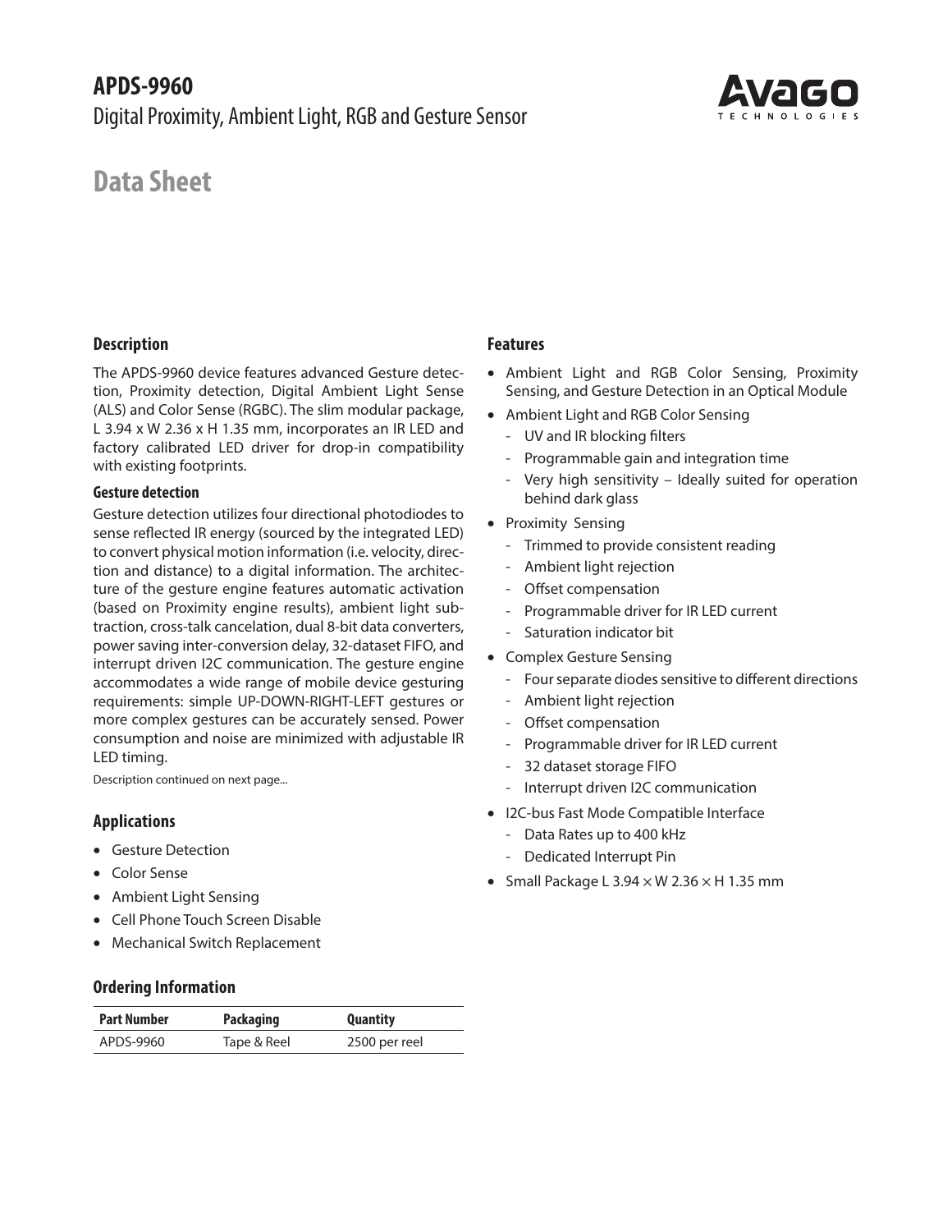# APDS-9960

Digital Proximity, Ambient Light, RGB and Gesture Sensor

## Data Sheet

### Description

The APDS-9960 device features advanced Gesture detection, Proximity detection, Digital Ambient Light Sense (ALS) and Color Sense (RGBC). The slim modular package, L 3.94 x W 2.36 x H 1.35 mm, incorporates an IR LED and factory calibrated LED driver for drop-in compatibility with existing footprints.

#### Gesture detection

Gesture detection utilizes four directional photodiodes to sense reflected IR energy (sourced by the integrated LED) to convert physical motion information (i.e. velocity, direction and distance) to a digital information. The architecture of the gesture engine features automatic activation (based on Proximity engine results), ambient light subtraction, cross-talk cancelation, dual 8-bit data converters, power saving inter-conversion delay, 32-dataset FIFO, and interrupt driven I2C communication. The gesture engine accommodates a wide range of mobile device gesturing requirements: simple UP-DOWN-RIGHT-LEFT gestures or more complex gestures can be accurately sensed. Power consumption and noise are minimized with adjustable IR LED timing.

Description continued on next page...

### Applications

- Gesture Detection
- Color Sense
- Ambient Light Sensing
- Cell Phone Touch Screen Disable
- Mechanical Switch Replacement

### Ordering Information

| Part Number | Packaging | Quantity |
| --- | --- | --- |
| APDS-9960 | Tape & Reel | 2500 per reel |

### Features

- Ambient Light and RGB Color Sensing, Proximity Sensing, and Gesture Detection in an Optical Module
- Ambient Light and RGB Color Sensing
  - UV and IR blocking filters
  - Programmable gain and integration time
  - Very high sensitivity – Ideally suited for operation behind dark glass
- Proximity Sensing
  - Trimmed to provide consistent reading
  - Ambient light rejection
  - Offset compensation
  - Programmable driver for IR LED current
  - Saturation indicator bit
- Complex Gesture Sensing
  - Four separate diodes sensitive to different directions
  - Ambient light rejection
  - Offset compensation
  - Programmable driver for IR LED current
  - 32 dataset storage FIFO
  - Interrupt driven I2C communication
- I2C-bus Fast Mode Compatible Interface
  - Data Rates up to 400 kHz
  - Dedicated Interrupt Pin
- Small Package L 3.94 × W 2.36 × H 1.35 mm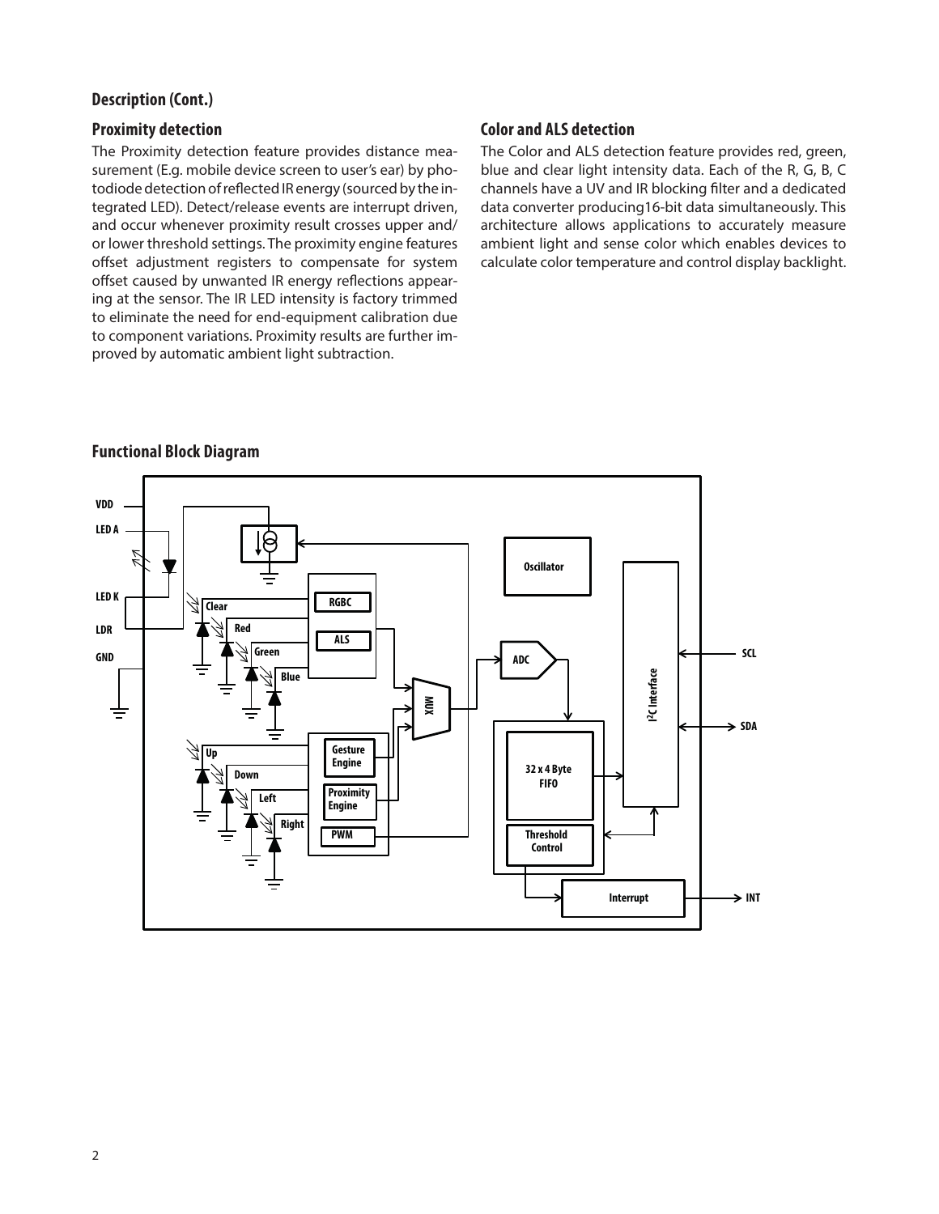## Description (Cont.)

### Proximity detection

The Proximity detection feature provides distance measurement (E.g. mobile device screen to user's ear) by photodiode detection of reflected IR energy (sourced by the integrated LED). Detect/release events are interrupt driven, and occur whenever proximity result crosses upper and/or lower threshold settings. The proximity engine features offset adjustment registers to compensate for system offset caused by unwanted IR energy reflections appearing at the sensor. The IR LED intensity is factory trimmed to eliminate the need for end-equipment calibration due to component variations. Proximity results are further improved by automatic ambient light subtraction.

### Color and ALS detection

The Color and ALS detection feature provides red, green, blue and clear light intensity data. Each of the R, G, B, C channels have a UV and IR blocking filter and a dedicated data converter producing16-bit data simultaneously. This architecture allows applications to accurately measure ambient light and sense color which enables devices to calculate color temperature and control display backlight.

## Functional Block Diagram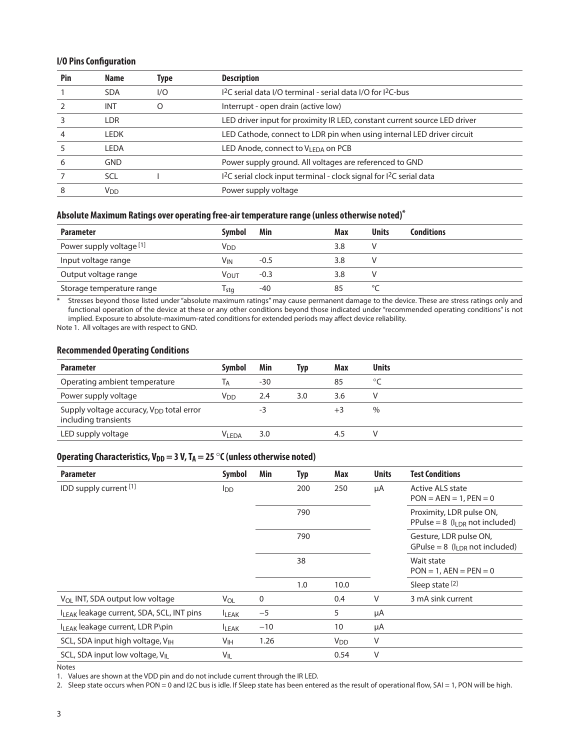### I/O Pins Configuration

| Pin | Name | Type | Description |
|---|---|---|---|
| 1 | SDA | I/O | $I^2C$ serial data I/O terminal - serial data I/O for $I^2C$-bus |
| 2 | INT | O | Interrupt - open drain (active low) |
| 3 | LDR | | LED driver input for proximity IR LED, constant current source LED driver |
| 4 | LEDK | | LED Cathode, connect to LDR pin when using internal LED driver circuit |
| 5 | LEDA | | LED Anode, connect to $V_{LEDA}$ on PCB |
| 6 | GND | | Power supply ground. All voltages are referenced to GND |
| 7 | SCL | I | $I^2C$ serial clock input terminal - clock signal for $I^2C$ serial data |
| 8 | $V_{DD}$ | | Power supply voltage |

### Absolute Maximum Ratings over operating free-air temperature range (unless otherwise noted)*

| Parameter | Symbol | Min | Max | Units | Conditions |
|---|---|---|---|---|---|
| Power supply voltage [1] | $V_{DD}$ | | 3.8 | V | |
| Input voltage range | $V_{IN}$ | -0.5 | 3.8 | V | |
| Output voltage range | $V_{OUT}$ | -0.3 | 3.8 | V | |
| Storage temperature range | $T_{stg}$ | -40 | 85 | °C | |

\* Stresses beyond those listed under "absolute maximum ratings" may cause permanent damage to the device. These are stress ratings only and functional operation of the device at these or any other conditions beyond those indicated under "recommended operating conditions" is not implied. Exposure to absolute-maximum-rated conditions for extended periods may affect device reliability.

Note 1. All voltages are with respect to GND.

### Recommended Operating Conditions

| Parameter | Symbol | Min | Typ | Max | Units |
|---|---|---|---|---|---|
| Operating ambient temperature | $T_A$ | -30 | | 85 | °C |
| Power supply voltage | $V_{DD}$ | 2.4 | 3.0 | 3.6 | V |
| Supply voltage accuracy, $V_{DD}$ total error including transients | | -3 | | +3 | % |
| LED supply voltage | $V_{LEDA}$ | 3.0 | | 4.5 | V |

### Operating Characteristics, $V_{DD}$ = 3 V, $T_A$ = 25 °C (unless otherwise noted)

| Parameter | Symbol | Min | Typ | Max | Units | Test Conditions |
|---|---|---|---|---|---|---|
| IDD supply current [1] | $I_{DD}$ | | 200 | 250 | µA | Active ALS state PON = AEN = 1, PEN = 0 |
| | | | 790 | | | Proximity, LDR pulse ON, PPulse = 8 ($I_{LDR}$ not included) |
| | | | 790 | | | Gesture, LDR pulse ON, GPulse = 8 ($I_{LDR}$ not included) |
| | | | 38 | | | Wait state PON = 1, AEN = PEN = 0 |
| | | | 1.0 | 10.0 | | Sleep state [2] |
| $V_{OL}$ INT, SDA output low voltage | $V_{OL}$ | 0 | | 0.4 | V | 3 mA sink current |
| $I_{LEAK}$ leakage current, SDA, SCL, INT pins | $I_{LEAK}$ | −5 | | 5 | µA | |
| $I_{LEAK}$ leakage current, LDR P\pin | $I_{LEAK}$ | −10 | | 10 | µA | |
| SCL, SDA input high voltage, $V_{IH}$ | $V_{IH}$ | 1.26 | | $V_{DD}$ | V | |
| SCL, SDA input low voltage, $V_{IL}$ | $V_{IL}$ | | | 0.54 | V | |

Notes

1. Values are shown at the VDD pin and do not include current through the IR LED.
2. Sleep state occurs when PON = 0 and I2C bus is idle. If Sleep state has been entered as the result of operational flow, SAI = 1, PON will be high.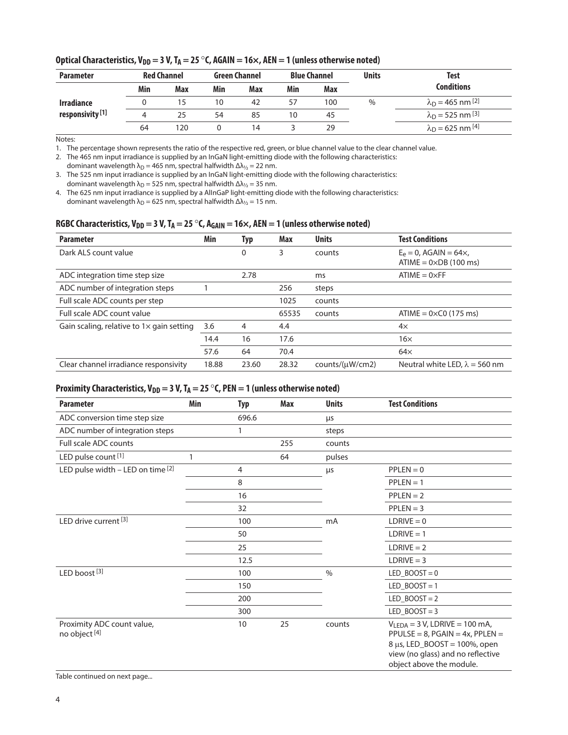### Optical Characteristics, $V_{DD}$ = 3 V, $T_A$ = 25 °C, AGAIN = 16×, AEN = 1 (unless otherwise noted)

| Parameter | Red Channel | | Green Channel | | Blue Channel | | Units | Test Conditions |
|---|---|---|---|---|---|---|---|---|
| | Min | Max | Min | Max | Min | Max | | |
| Irradiance responsivity [1] | 0 | 15 | 10 | 42 | 57 | 100 | % | $\lambda_D$ = 465 nm [2] |
| | 4 | 25 | 54 | 85 | 10 | 45 | | $\lambda_D$ = 525 nm [3] |
| | 64 | 120 | 0 | 14 | 3 | 29 | | $\lambda_D$ = 625 nm [4] |

Notes:

1. The percentage shown represents the ratio of the respective red, green, or blue channel value to the clear channel value.
2. The 465 nm input irradiance is supplied by an InGaN light-emitting diode with the following characteristics: dominant wavelength $\lambda_D$ = 465 nm, spectral halfwidth $\Delta\lambda_{1/2}$ = 22 nm.
3. The 525 nm input irradiance is supplied by an InGaN light-emitting diode with the following characteristics: dominant wavelength $\lambda_D$ = 525 nm, spectral halfwidth $\Delta\lambda_{1/2}$ = 35 nm.
4. The 625 nm input irradiance is supplied by a AlInGaP light-emitting diode with the following characteristics: dominant wavelength $\lambda_D$ = 625 nm, spectral halfwidth $\Delta\lambda_{1/2}$ = 15 nm.

### RGBC Characteristics, $V_{DD}$ = 3 V, $T_A$ = 25 °C, $A_{GAIN}$ = 16×, AEN = 1 (unless otherwise noted)

| Parameter | Min | Typ | Max | Units | Test Conditions |
|---|---|---|---|---|---|
| Dark ALS count value | | 0 | 3 | counts | $E_e$ = 0, AGAIN = 64×, ATIME = 0×DB (100 ms) |
| ADC integration time step size | | 2.78 | | ms | ATIME = 0×FF |
| ADC number of integration steps | 1 | | 256 | steps | |
| Full scale ADC counts per step | | | 1025 | counts | |
| Full scale ADC count value | | | 65535 | counts | ATIME = 0×C0 (175 ms) |
| Gain scaling, relative to 1× gain setting | 3.6 | 4 | 4.4 | | 4× |
| | 14.4 | 16 | 17.6 | | 16× |
| | 57.6 | 64 | 70.4 | | 64× |
| Clear channel irradiance responsivity | 18.88 | 23.60 | 28.32 | counts/(μW/cm2) | Neutral white LED, λ = 560 nm |

### Proximity Characteristics, $V_{DD}$ = 3 V, $T_A$ = 25 °C, PEN = 1 (unless otherwise noted)

| Parameter | Min | Typ | Max | Units | Test Conditions |
|---|---|---|---|---|---|
| ADC conversion time step size | | 696.6 | | μs | |
| ADC number of integration steps | | 1 | | steps | |
| Full scale ADC counts | | | 255 | counts | |
| LED pulse count [1] | 1 | | 64 | pulses | |
| LED pulse width – LED on time [2] | | 4 | | μs | PPLEN = 0 |
| | | 8 | | | PPLEN = 1 |
| | | 16 | | | PPLEN = 2 |
| | | 32 | | | PPLEN = 3 |
| LED drive current [3] | | 100 | | mA | LDRIVE = 0 |
| | | 50 | | | LDRIVE = 1 |
| | | 25 | | | LDRIVE = 2 |
| | | 12.5 | | | LDRIVE = 3 |
| LED boost [3] | | 100 | | % | LED_BOOST = 0 |
| | | 150 | | | LED_BOOST = 1 |
| | | 200 | | | LED_BOOST = 2 |
| | | 300 | | | LED_BOOST = 3 |
| Proximity ADC count value, no object [4] | | 10 | 25 | counts | $V_{LEDA}$ = 3 V, LDRIVE = 100 mA, PPULSE = 8, PGAIN = 4x, PPLEN = 8 μs, LED_BOOST = 100%, open view (no glass) and no reflective object above the module. |

Table continued on next page...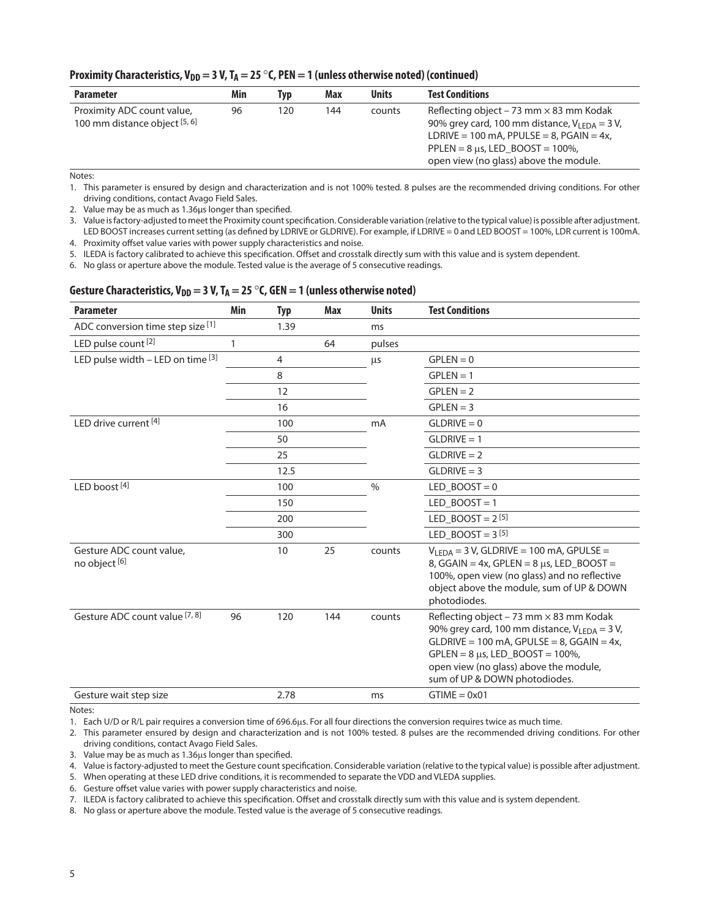### Proximity Characteristics, $V_{DD}$ = 3 V, $T_A$ = 25 °C, PEN = 1 (unless otherwise noted) (continued)

| Parameter | Min | Typ | Max | Units | Test Conditions |
|---|---|---|---|---|---|
| Proximity ADC count value, 100 mm distance object [5, 6] | 96 | 120 | 144 | counts | Reflecting object – 73 mm × 83 mm Kodak 90% grey card, 100 mm distance, $V_{LEDA}$ = 3 V, LDRIVE = 100 mA, PPULSE = 8, PGAIN = 4x, PPLEN = 8 μs, LED_BOOST = 100%, open view (no glass) above the module. |

Notes:

1. This parameter is ensured by design and characterization and is not 100% tested. 8 pulses are the recommended driving conditions. For other driving conditions, contact Avago Field Sales.
2. Value may be as much as 1.36μs longer than specified.
3. Value is factory-adjusted to meet the Proximity count specification. Considerable variation (relative to the typical value) is possible after adjustment. LED BOOST increases current setting (as defined by LDRIVE or GLDRIVE). For example, if LDRIVE = 0 and LED BOOST = 100%, LDR current is 100mA.
4. Proximity offset value varies with power supply characteristics and noise.
5. ILEDA is factory calibrated to achieve this specification. Offset and crosstalk directly sum with this value and is system dependent.
6. No glass or aperture above the module. Tested value is the average of 5 consecutive readings.

### Gesture Characteristics, $V_{DD}$ = 3 V, $T_A$ = 25 °C, GEN = 1 (unless otherwise noted)

| Parameter | Min | Typ | Max | Units | Test Conditions |
|---|---|---|---|---|---|
| ADC conversion time step size [1] | | 1.39 | | ms | |
| LED pulse count [2] | 1 | | 64 | pulses | |
| LED pulse width – LED on time [3] | | 4 | | μs | GPLEN = 0 |
| | | 8 | | | GPLEN = 1 |
| | | 12 | | | GPLEN = 2 |
| | | 16 | | | GPLEN = 3 |
| LED drive current [4] | | 100 | | mA | GLDRIVE = 0 |
| | | 50 | | | GLDRIVE = 1 |
| | | 25 | | | GLDRIVE = 2 |
| | | 12.5 | | | GLDRIVE = 3 |
| LED boost [4] | | 100 | | % | LED_BOOST = 0 |
| | | 150 | | | LED_BOOST = 1 |
| | | 200 | | | LED_BOOST = 2 [5] |
| | | 300 | | | LED_BOOST = 3 [5] |
| Gesture ADC count value, no object [6] | | 10 | 25 | counts | $V_{LEDA}$ = 3 V, GLDRIVE = 100 mA, GPULSE = 8, GGAIN = 4x, GPLEN = 8 μs, LED_BOOST = 100%, open view (no glass) and no reflective object above the module, sum of UP & DOWN photodiodes. |
| Gesture ADC count value [7, 8] | 96 | 120 | 144 | counts | Reflecting object – 73 mm × 83 mm Kodak 90% grey card, 100 mm distance, $V_{LEDA}$ = 3 V, GLDRIVE = 100 mA, GPULSE = 8, GGAIN = 4x, GPLEN = 8 μs, LED_BOOST = 100%, open view (no glass) above the module, sum of UP & DOWN photodiodes. |
| Gesture wait step size | | 2.78 | | ms | GTIME = 0x01 |

Notes:

1. Each U/D or R/L pair requires a conversion time of 696.6μs. For all four directions the conversion requires twice as much time.
2. This parameter ensured by design and characterization and is not 100% tested. 8 pulses are the recommended driving conditions. For other driving conditions, contact Avago Field Sales.
3. Value may be as much as 1.36μs longer than specified.
4. Value is factory-adjusted to meet the Gesture count specification. Considerable variation (relative to the typical value) is possible after adjustment.
5. When operating at these LED drive conditions, it is recommended to separate the VDD and VLEDA supplies.
6. Gesture offset value varies with power supply characteristics and noise.
7. ILEDA is factory calibrated to achieve this specification. Offset and crosstalk directly sum with this value and is system dependent.
8. No glass or aperture above the module. Tested value is the average of 5 consecutive readings.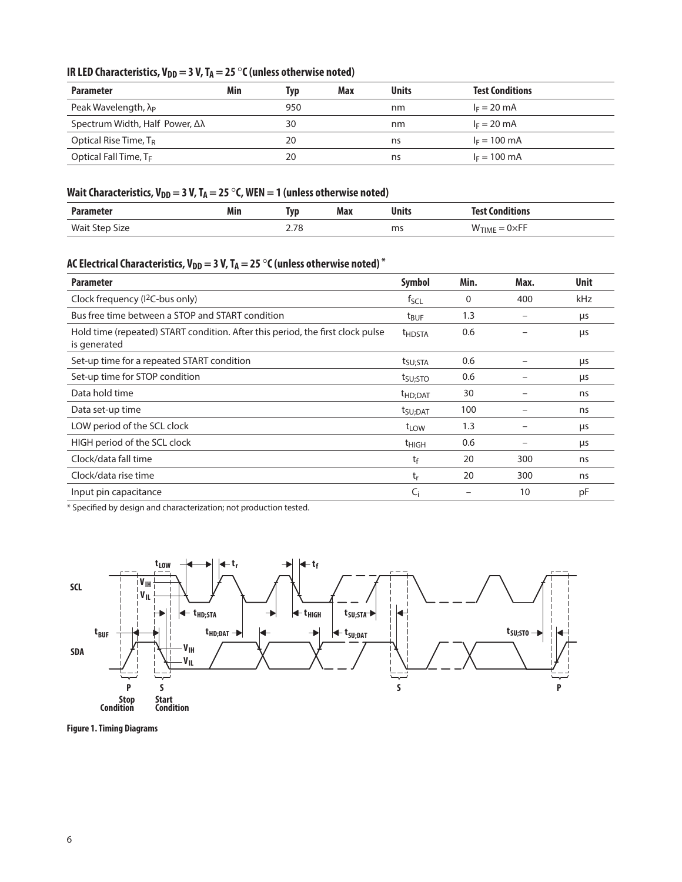### IR LED Characteristics, $V_{DD}$ = 3 V, $T_A$ = 25 °C (unless otherwise noted)

| Parameter | Min | Typ | Max | Units | Test Conditions |
|---|---|---|---|---|---|
| Peak Wavelength, $\lambda_P$ | | 950 | | nm | $I_F$ = 20 mA |
| Spectrum Width, Half Power, $\Delta\lambda$ | | 30 | | nm | $I_F$ = 20 mA |
| Optical Rise Time, $T_R$ | | 20 | | ns | $I_F$ = 100 mA |
| Optical Fall Time, $T_F$ | | 20 | | ns | $I_F$ = 100 mA |

### Wait Characteristics, $V_{DD}$ = 3 V, $T_A$ = 25 °C, WEN = 1 (unless otherwise noted)

| Parameter | Min | Typ | Max | Units | Test Conditions |
|---|---|---|---|---|---|
| Wait Step Size | | 2.78 | | ms | $W_{TIME}$ = 0×FF |

### AC Electrical Characteristics, $V_{DD}$ = 3 V, $T_A$ = 25 °C (unless otherwise noted) *

| Parameter | Symbol | Min. | Max. | Unit |
|---|---|---|---|---|
| Clock frequency (I2C-bus only) | $f_{SCL}$ | 0 | 400 | kHz |
| Bus free time between a STOP and START condition | $t_{BUF}$ | 1.3 | – | µs |
| Hold time (repeated) START condition. After this period, the first clock pulse is generated | $t_{HDSTA}$ | 0.6 | – | µs |
| Set-up time for a repeated START condition | $t_{SU;STA}$ | 0.6 | – | µs |
| Set-up time for STOP condition | $t_{SU;STO}$ | 0.6 | – | µs |
| Data hold time | $t_{HD;DAT}$ | 30 | – | ns |
| Data set-up time | $t_{SU;DAT}$ | 100 | – | ns |
| LOW period of the SCL clock | $t_{LOW}$ | 1.3 | – | µs |
| HIGH period of the SCL clock | $t_{HIGH}$ | 0.6 | – | µs |
| Clock/data fall time | $t_f$ | 20 | 300 | ns |
| Clock/data rise time | $t_r$ | 20 | 300 | ns |
| Input pin capacitance | $C_i$ | – | 10 | pF |

* Specified by design and characterization; not production tested.

**Figure 1. Timing Diagrams**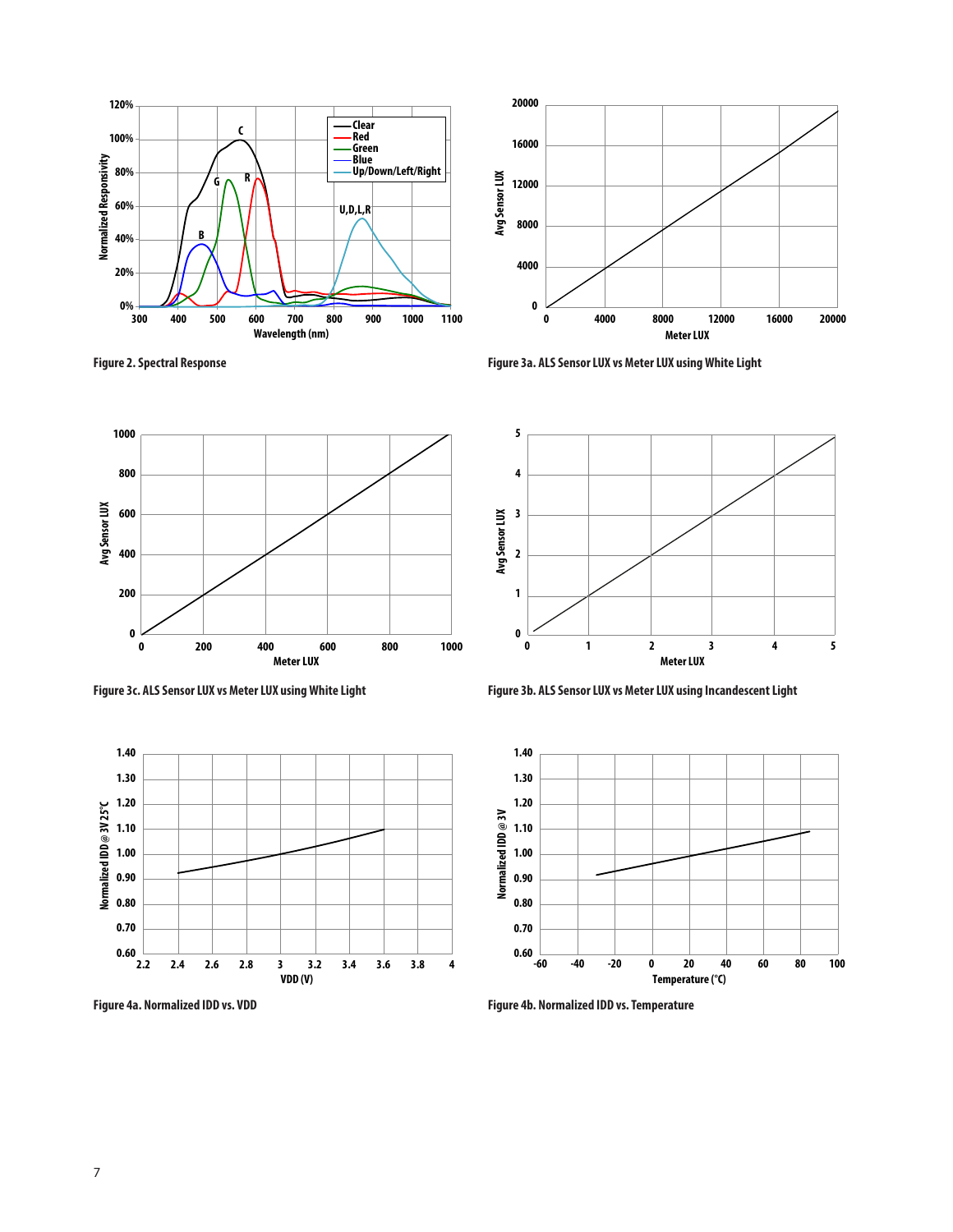Figure 2. Spectral Response

Figure 3a. ALS Sensor LUX vs Meter LUX using White Light

Figure 3c. ALS Sensor LUX vs Meter LUX using White Light

Figure 3b. ALS Sensor LUX vs Meter LUX using Incandescent Light

Figure 4a. Normalized IDD vs. VDD

Figure 4b. Normalized IDD vs. Temperature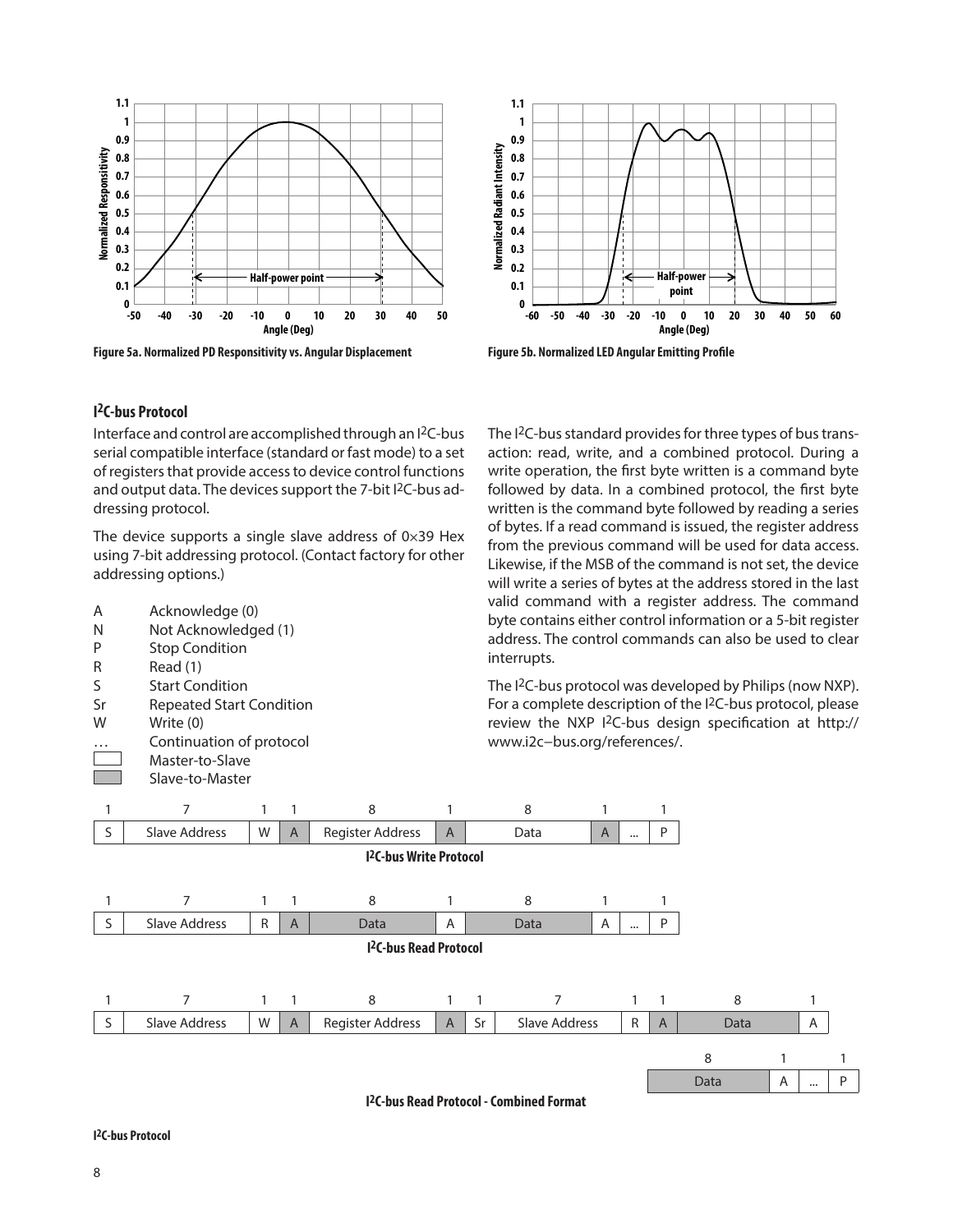Figure 5a. Normalized PD Responsitivity vs. Angular Displacement

Figure 5b. Normalized LED Angular Emitting Profile

## I²C-bus Protocol

Interface and control are accomplished through an I²C-bus serial compatible interface (standard or fast mode) to a set of registers that provide access to device control functions and output data. The devices support the 7-bit I²C-bus addressing protocol.

The device supports a single slave address of 0×39 Hex using 7-bit addressing protocol. (Contact factory for other addressing options.)

| | |
|---|---|
| A | Acknowledge (0) |
| N | Not Acknowledged (1) |
| P | Stop Condition |
| R | Read (1) |
| S | Start Condition |
| Sr | Repeated Start Condition |
| W | Write (0) |
| … | Continuation of protocol |
| ☐ | Master-to-Slave |
| ▒ | Slave-to-Master |

The I²C-bus standard provides for three types of bus transaction: read, write, and a combined protocol. During a write operation, the first byte written is a command byte followed by data. In a combined protocol, the first byte written is the command byte followed by reading a series of bytes. If a read command is issued, the register address from the previous command will be used for data access. Likewise, if the MSB of the command is not set, the device will write a series of bytes at the address stored in the last valid command with a register address. The command byte contains either control information or a 5-bit register address. The control commands can also be used to clear interrupts.

The I²C-bus protocol was developed by Philips (now NXP). For a complete description of the I²C-bus protocol, please review the NXP I²C-bus design specification at http://www.i2c–bus.org/references/.

| 1 | 7 | 1 | 1 | 8 | 1 | 8 | 1 | | 1 |
|---|---|---|---|---|---|---|---|---|---|
| S | Slave Address | W | A | Register Address | A | Data | A | ... | P |

**I²C-bus Write Protocol**

| 1 | 7 | 1 | 1 | 8 | 1 | 8 | 1 | | 1 |
|---|---|---|---|---|---|---|---|---|---|
| S | Slave Address | R | A | Data | A | Data | A | ... | P |

**I²C-bus Read Protocol**

| 1 | 7 | 1 | 1 | 8 | 1 | 1 | 7 | 1 | 1 | 8 | 1 |
|---|---|---|---|---|---|---|---|---|---|---|---|
| S | Slave Address | W | A | Register Address | A | Sr | Slave Address | R | A | Data | A |

| 8 | 1 | | 1 |
|---|---|---|---|
| Data | A | ... | P |

**I²C-bus Read Protocol - Combined Format**

**I²C-bus Protocol**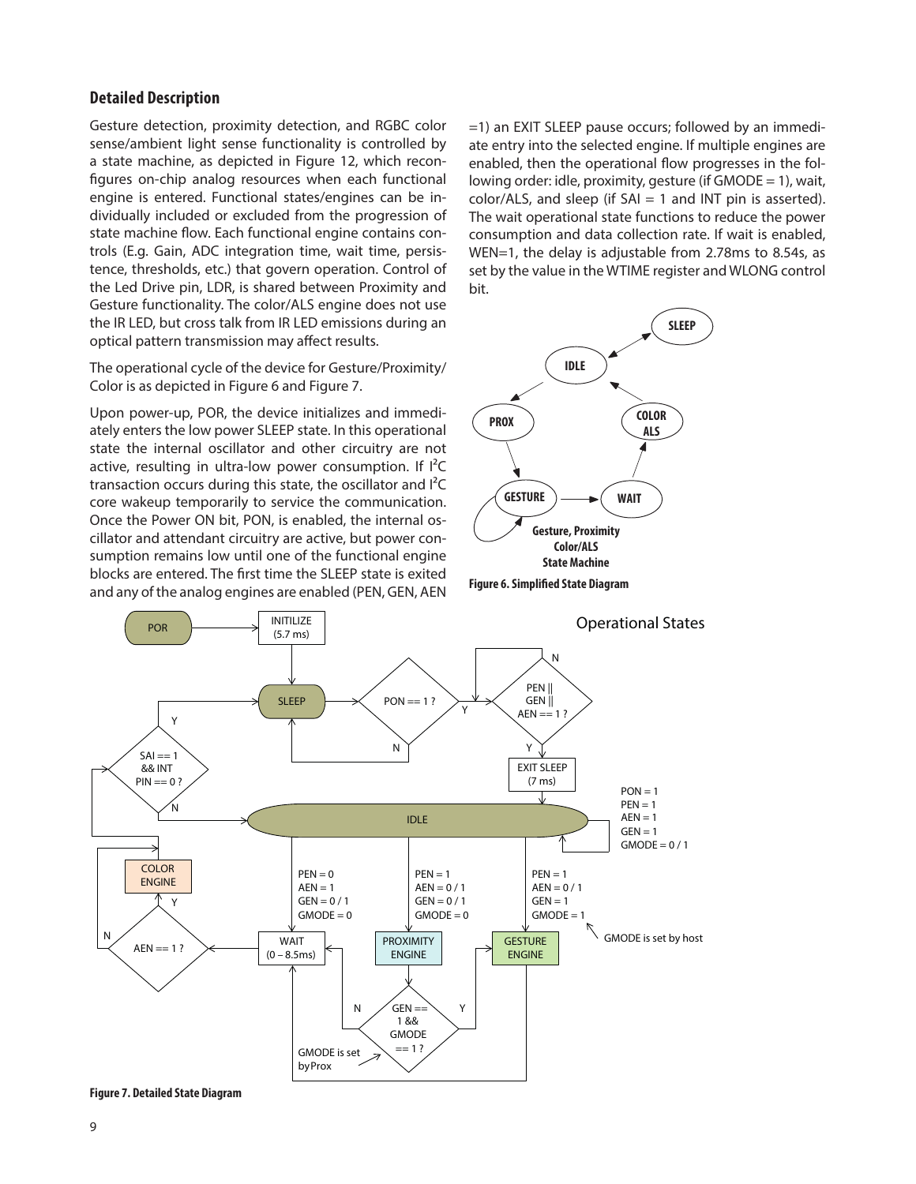## Detailed Description

Gesture detection, proximity detection, and RGBC color sense/ambient light sense functionality is controlled by a state machine, as depicted in Figure 12, which reconfigures on-chip analog resources when each functional engine is entered. Functional states/engines can be individually included or excluded from the progression of state machine flow. Each functional engine contains controls (E.g. Gain, ADC integration time, wait time, persistence, thresholds, etc.) that govern operation. Control of the Led Drive pin, LDR, is shared between Proximity and Gesture functionality. The color/ALS engine does not use the IR LED, but cross talk from IR LED emissions during an optical pattern transmission may affect results.

The operational cycle of the device for Gesture/Proximity/Color is as depicted in Figure 6 and Figure 7.

Upon power-up, POR, the device initializes and immediately enters the low power SLEEP state. In this operational state the internal oscillator and other circuitry are not active, resulting in ultra-low power consumption. If I²C transaction occurs during this state, the oscillator and I²C core wakeup temporarily to service the communication. Once the Power ON bit, PON, is enabled, the internal oscillator and attendant circuitry are active, but power consumption remains low until one of the functional engine blocks are entered. The first time the SLEEP state is exited and any of the analog engines are enabled (PEN, GEN, AEN =1) an EXIT SLEEP pause occurs; followed by an immediate entry into the selected engine. If multiple engines are enabled, then the operational flow progresses in the following order: idle, proximity, gesture (if GMODE = 1), wait, color/ALS, and sleep (if SAI = 1 and INT pin is asserted). The wait operational state functions to reduce the power consumption and data collection rate. If wait is enabled, WEN=1, the delay is adjustable from 2.78ms to 8.54s, as set by the value in the WTIME register and WLONG control bit.

**Figure 6. Simplified State Diagram**

**Figure 7. Detailed State Diagram**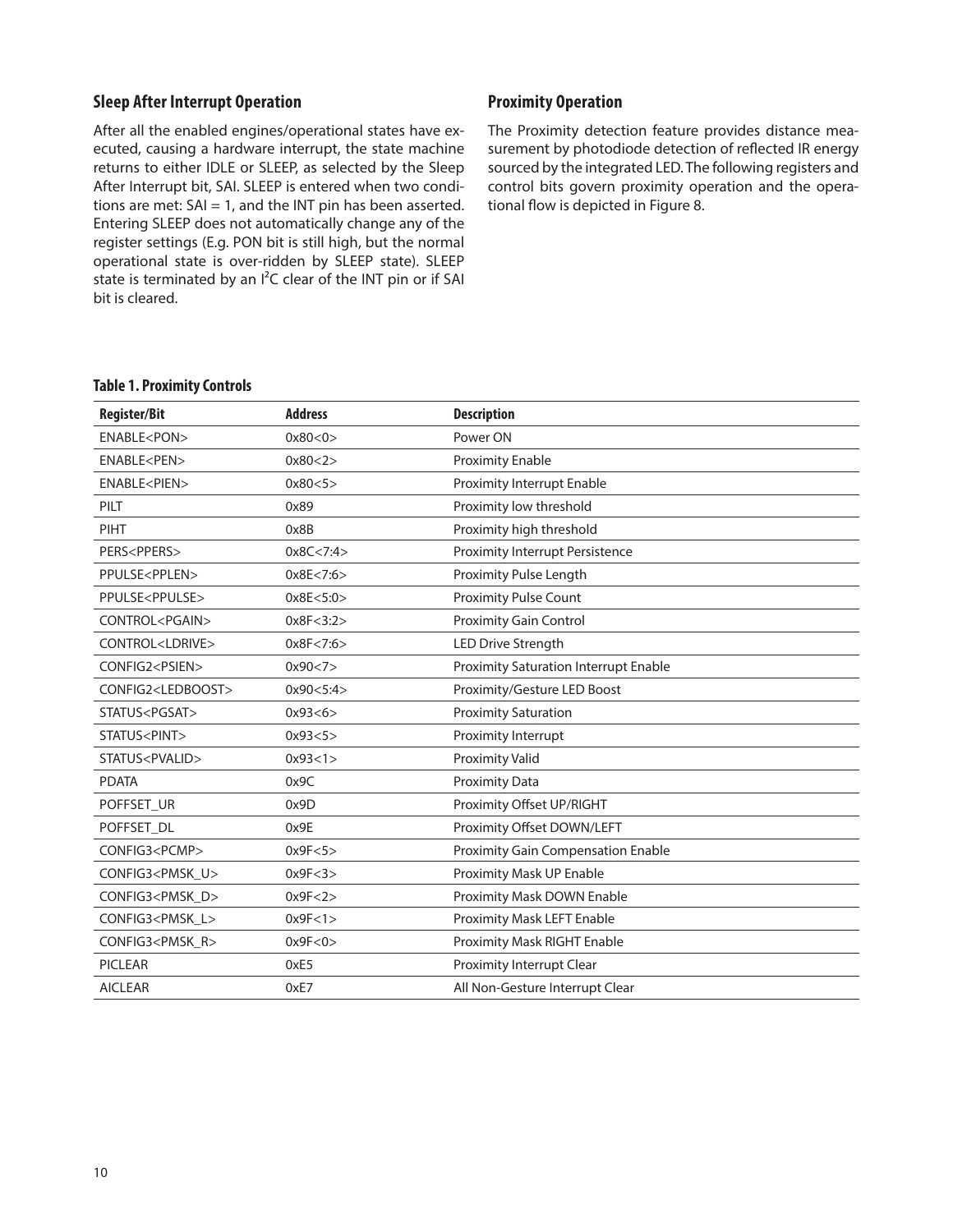### Sleep After Interrupt Operation

After all the enabled engines/operational states have executed, causing a hardware interrupt, the state machine returns to either IDLE or SLEEP, as selected by the Sleep After Interrupt bit, SAI. SLEEP is entered when two conditions are met: SAI = 1, and the INT pin has been asserted. Entering SLEEP does not automatically change any of the register settings (E.g. PON bit is still high, but the normal operational state is over-ridden by SLEEP state). SLEEP state is terminated by an I²C clear of the INT pin or if SAI bit is cleared.

### Proximity Operation

The Proximity detection feature provides distance measurement by photodiode detection of reflected IR energy sourced by the integrated LED. The following registers and control bits govern proximity operation and the operational flow is depicted in Figure 8.

**Table 1. Proximity Controls**

| Register/Bit | Address | Description |
|---|---|---|
| ENABLE<PON> | 0x80<0> | Power ON |
| ENABLE<PEN> | 0x80<2> | Proximity Enable |
| ENABLE<PIEN> | 0x80<5> | Proximity Interrupt Enable |
| PILT | 0x89 | Proximity low threshold |
| PIHT | 0x8B | Proximity high threshold |
| PERS<PPERS> | 0x8C<7:4> | Proximity Interrupt Persistence |
| PPULSE<PPLEN> | 0x8E<7:6> | Proximity Pulse Length |
| PPULSE<PPULSE> | 0x8E<5:0> | Proximity Pulse Count |
| CONTROL<PGAIN> | 0x8F<3:2> | Proximity Gain Control |
| CONTROL<LDRIVE> | 0x8F<7:6> | LED Drive Strength |
| CONFIG2<PSIEN> | 0x90<7> | Proximity Saturation Interrupt Enable |
| CONFIG2<LEDBOOST> | 0x90<5:4> | Proximity/Gesture LED Boost |
| STATUS<PGSAT> | 0x93<6> | Proximity Saturation |
| STATUS<PINT> | 0x93<5> | Proximity Interrupt |
| STATUS<PVALID> | 0x93<1> | Proximity Valid |
| PDATA | 0x9C | Proximity Data |
| POFFSET_UR | 0x9D | Proximity Offset UP/RIGHT |
| POFFSET_DL | 0x9E | Proximity Offset DOWN/LEFT |
| CONFIG3<PCMP> | 0x9F<5> | Proximity Gain Compensation Enable |
| CONFIG3<PMSK_U> | 0x9F<3> | Proximity Mask UP Enable |
| CONFIG3<PMSK_D> | 0x9F<2> | Proximity Mask DOWN Enable |
| CONFIG3<PMSK_L> | 0x9F<1> | Proximity Mask LEFT Enable |
| CONFIG3<PMSK_R> | 0x9F<0> | Proximity Mask RIGHT Enable |
| PICLEAR | 0xE5 | Proximity Interrupt Clear |
| AICLEAR | 0xE7 | All Non-Gesture Interrupt Clear |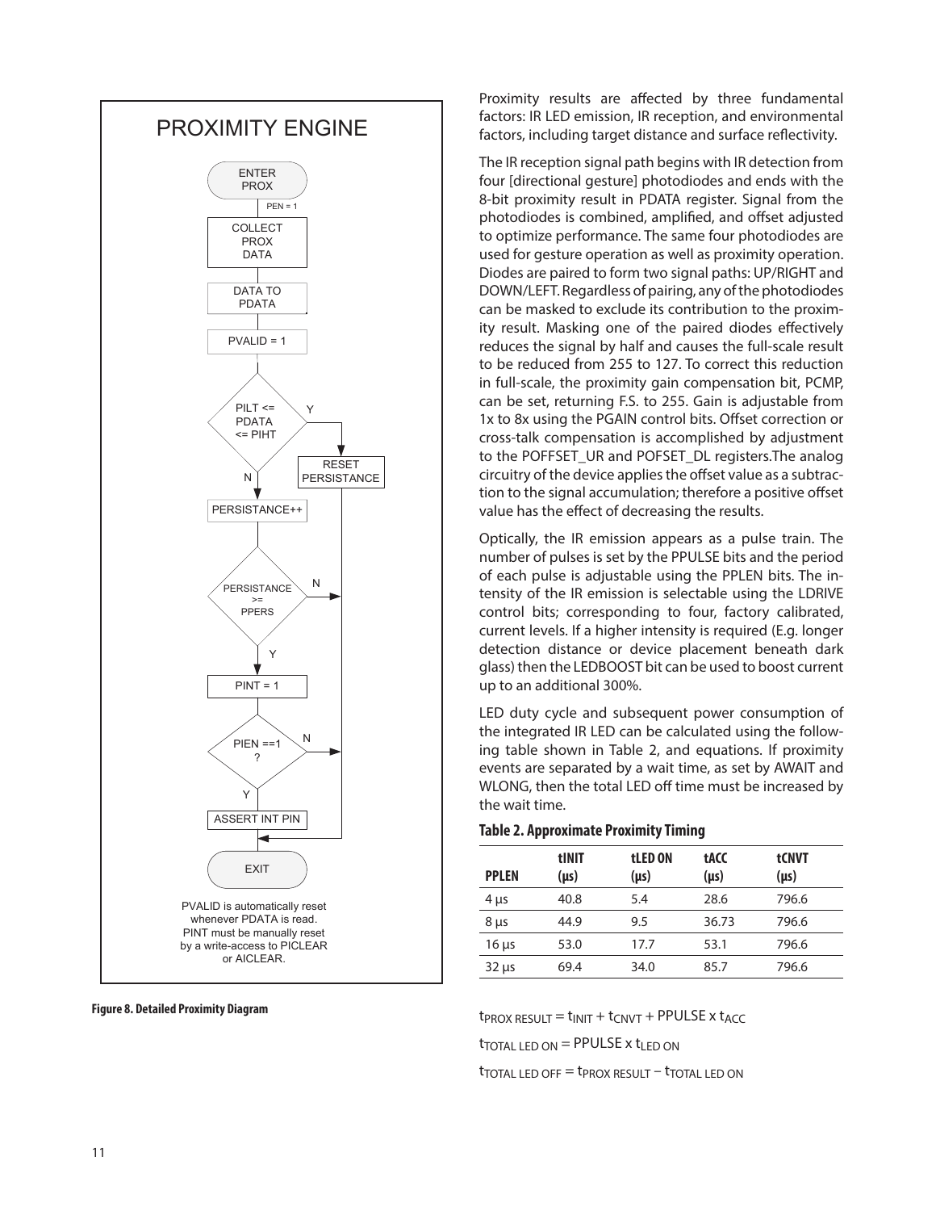PROXIMITY ENGINE

ENTER PROX

PEN = 1

COLLECT PROX DATA

DATA TO PDATA

PVALID = 1

PILT <= PDATA <= PIHT

Y

N

RESET PERSISTANCE

PERSISTANCE++

PERSISTANCE >= PPERS

N

Y

PINT = 1

PIEN ==1 ?

N

Y

ASSERT INT PIN

EXIT

PVALID is automatically reset whenever PDATA is read. PINT must be manually reset by a write-access to PICLEAR or AICLEAR.

**Figure 8. Detailed Proximity Diagram**

Proximity results are affected by three fundamental factors: IR LED emission, IR reception, and environmental factors, including target distance and surface reflectivity.

The IR reception signal path begins with IR detection from four [directional gesture] photodiodes and ends with the 8-bit proximity result in PDATA register. Signal from the photodiodes is combined, amplified, and offset adjusted to optimize performance. The same four photodiodes are used for gesture operation as well as proximity operation. Diodes are paired to form two signal paths: UP/RIGHT and DOWN/LEFT. Regardless of pairing, any of the photodiodes can be masked to exclude its contribution to the proximity result. Masking one of the paired diodes effectively reduces the signal by half and causes the full-scale result to be reduced from 255 to 127. To correct this reduction in full-scale, the proximity gain compensation bit, PCMP, can be set, returning F.S. to 255. Gain is adjustable from 1x to 8x using the PGAIN control bits. Offset correction or cross-talk compensation is accomplished by adjustment to the POFFSET_UR and POFSET_DL registers.The analog circuitry of the device applies the offset value as a subtraction to the signal accumulation; therefore a positive offset value has the effect of decreasing the results.

Optically, the IR emission appears as a pulse train. The number of pulses is set by the PPULSE bits and the period of each pulse is adjustable using the PPLEN bits. The intensity of the IR emission is selectable using the LDRIVE control bits; corresponding to four, factory calibrated, current levels. If a higher intensity is required (E.g. longer detection distance or device placement beneath dark glass) then the LEDBOOST bit can be used to boost current up to an additional 300%.

LED duty cycle and subsequent power consumption of the integrated IR LED can be calculated using the following table shown in Table 2, and equations. If proximity events are separated by a wait time, as set by AWAIT and WLONG, then the total LED off time must be increased by the wait time.

**Table 2. Approximate Proximity Timing**

| PPLEN | tINIT (µs) | tLED ON (µs) | tACC (µs) | tCNVT (µs) |
|---|---|---|---|---|
| 4 µs | 40.8 | 5.4 | 28.6 | 796.6 |
| 8 µs | 44.9 | 9.5 | 36.73 | 796.6 |
| 16 µs | 53.0 | 17.7 | 53.1 | 796.6 |
| 32 µs | 69.4 | 34.0 | 85.7 | 796.6 |

$t_{PROX\ RESULT} = t_{INIT} + t_{CNVT} + PPULSE \times t_{ACC}$

$t_{TOTAL\ LED\ ON} = PPULSE \times t_{LED\ ON}$

$t_{TOTAL\ LED\ OFF} = t_{PROX\ RESULT} - t_{TOTAL\ LED\ ON}$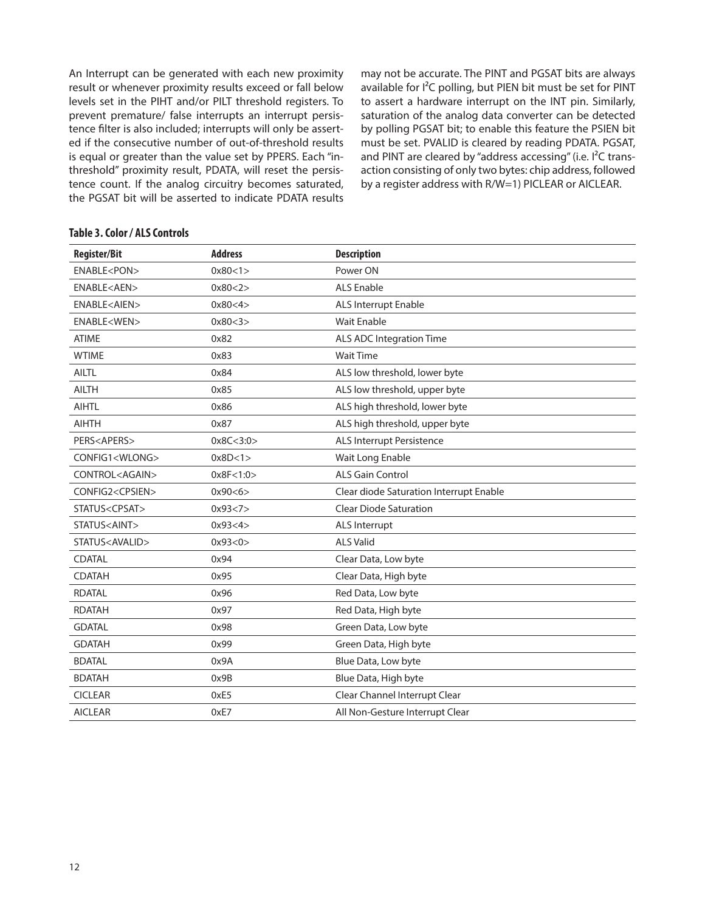An Interrupt can be generated with each new proximity result or whenever proximity results exceed or fall below levels set in the PIHT and/or PILT threshold registers. To prevent premature/ false interrupts an interrupt persistence filter is also included; interrupts will only be asserted if the consecutive number of out-of-threshold results is equal or greater than the value set by PPERS. Each "in-threshold" proximity result, PDATA, will reset the persistence count. If the analog circuitry becomes saturated, the PGSAT bit will be asserted to indicate PDATA results may not be accurate. The PINT and PGSAT bits are always available for I²C polling, but PIEN bit must be set for PINT to assert a hardware interrupt on the INT pin. Similarly, saturation of the analog data converter can be detected by polling PGSAT bit; to enable this feature the PSIEN bit must be set. PVALID is cleared by reading PDATA. PGSAT, and PINT are cleared by "address accessing" (i.e. I²C transaction consisting of only two bytes: chip address, followed by a register address with R/W=1) PICLEAR or AICLEAR.

**Table 3. Color / ALS Controls**

| Register/Bit | Address | Description |
|---|---|---|
| ENABLE<PON> | 0x80<1> | Power ON |
| ENABLE<AEN> | 0x80<2> | ALS Enable |
| ENABLE<AIEN> | 0x80<4> | ALS Interrupt Enable |
| ENABLE<WEN> | 0x80<3> | Wait Enable |
| ATIME | 0x82 | ALS ADC Integration Time |
| WTIME | 0x83 | Wait Time |
| AILTL | 0x84 | ALS low threshold, lower byte |
| AILTH | 0x85 | ALS low threshold, upper byte |
| AIHTL | 0x86 | ALS high threshold, lower byte |
| AIHTH | 0x87 | ALS high threshold, upper byte |
| PERS<APERS> | 0x8C<3:0> | ALS Interrupt Persistence |
| CONFIG1<WLONG> | 0x8D<1> | Wait Long Enable |
| CONTROL<AGAIN> | 0x8F<1:0> | ALS Gain Control |
| CONFIG2<CPSIEN> | 0x90<6> | Clear diode Saturation Interrupt Enable |
| STATUS<CPSAT> | 0x93<7> | Clear Diode Saturation |
| STATUS<AINT> | 0x93<4> | ALS Interrupt |
| STATUS<AVALID> | 0x93<0> | ALS Valid |
| CDATAL | 0x94 | Clear Data, Low byte |
| CDATAH | 0x95 | Clear Data, High byte |
| RDATAL | 0x96 | Red Data, Low byte |
| RDATAH | 0x97 | Red Data, High byte |
| GDATAL | 0x98 | Green Data, Low byte |
| GDATAH | 0x99 | Green Data, High byte |
| BDATAL | 0x9A | Blue Data, Low byte |
| BDATAH | 0x9B | Blue Data, High byte |
| CICLEAR | 0xE5 | Clear Channel Interrupt Clear |
| AICLEAR | 0xE7 | All Non-Gesture Interrupt Clear |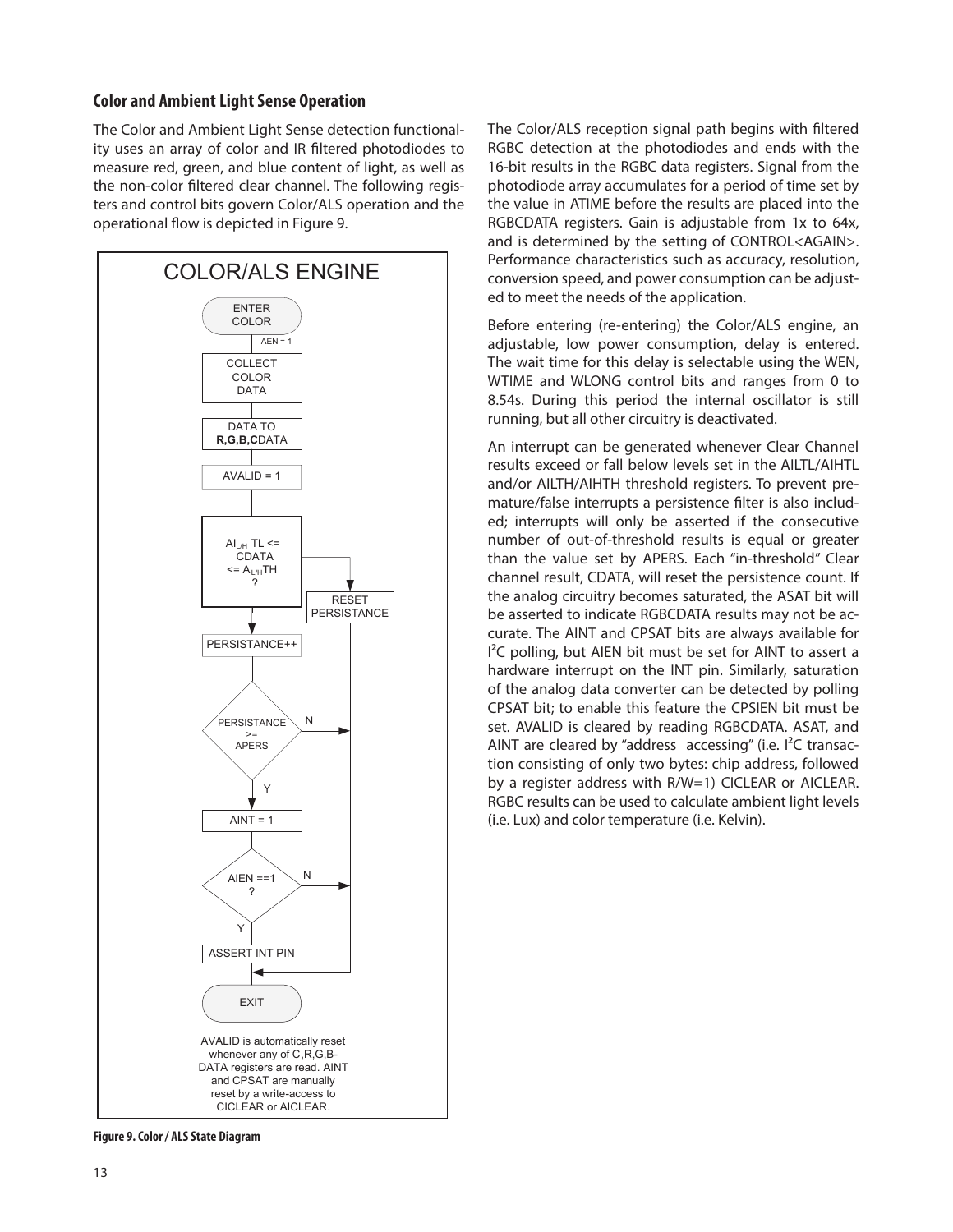## Color and Ambient Light Sense Operation

The Color and Ambient Light Sense detection functionality uses an array of color and IR filtered photodiodes to measure red, green, and blue content of light, as well as the non-color filtered clear channel. The following registers and control bits govern Color/ALS operation and the operational flow is depicted in Figure 9.

Figure 9. Color / ALS State Diagram

The Color/ALS reception signal path begins with filtered RGBC detection at the photodiodes and ends with the 16-bit results in the RGBC data registers. Signal from the photodiode array accumulates for a period of time set by the value in ATIME before the results are placed into the RGBCDATA registers. Gain is adjustable from 1x to 64x, and is determined by the setting of CONTROL<AGAIN>. Performance characteristics such as accuracy, resolution, conversion speed, and power consumption can be adjusted to meet the needs of the application.

Before entering (re-entering) the Color/ALS engine, an adjustable, low power consumption, delay is entered. The wait time for this delay is selectable using the WEN, WTIME and WLONG control bits and ranges from 0 to 8.54s. During this period the internal oscillator is still running, but all other circuitry is deactivated.

An interrupt can be generated whenever Clear Channel results exceed or fall below levels set in the AILTL/AIHTL and/or AILTH/AIHTH threshold registers. To prevent premature/false interrupts a persistence filter is also included; interrupts will only be asserted if the consecutive number of out-of-threshold results is equal or greater than the value set by APERS. Each "in-threshold" Clear channel result, CDATA, will reset the persistence count. If the analog circuitry becomes saturated, the ASAT bit will be asserted to indicate RGBCDATA results may not be accurate. The AINT and CPSAT bits are always available for $I^2C$ polling, but AIEN bit must be set for AINT to assert a hardware interrupt on the INT pin. Similarly, saturation of the analog data converter can be detected by polling CPSAT bit; to enable this feature the CPSIEN bit must be set. AVALID is cleared by reading RGBCDATA. ASAT, and AINT are cleared by "address accessing" (i.e. $I^2C$ transaction consisting of only two bytes: chip address, followed by a register address with R/W=1) CICLEAR or AICLEAR. RGBC results can be used to calculate ambient light levels (i.e. Lux) and color temperature (i.e. Kelvin).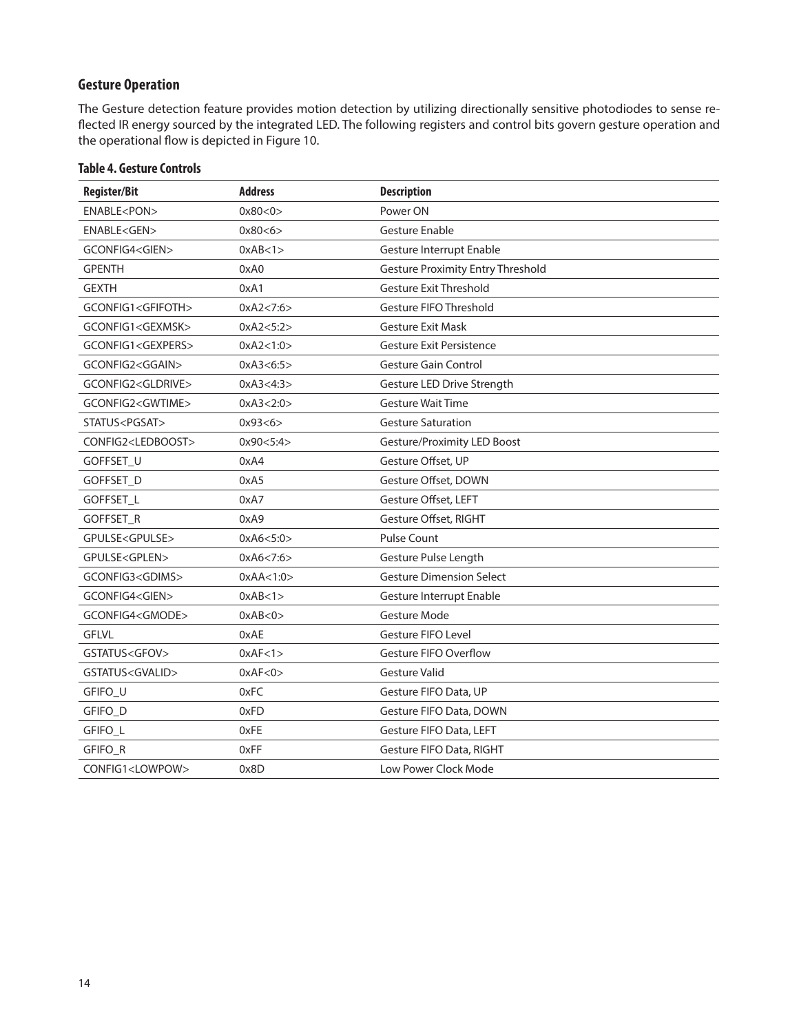## Gesture Operation

The Gesture detection feature provides motion detection by utilizing directionally sensitive photodiodes to sense reflected IR energy sourced by the integrated LED. The following registers and control bits govern gesture operation and the operational flow is depicted in Figure 10.

**Table 4. Gesture Controls**

| Register/Bit | Address | Description |
|---|---|---|
| ENABLE<PON> | 0x80<0> | Power ON |
| ENABLE<GEN> | 0x80<6> | Gesture Enable |
| GCONFIG4<GIEN> | 0xAB<1> | Gesture Interrupt Enable |
| GPENTH | 0xA0 | Gesture Proximity Entry Threshold |
| GEXTH | 0xA1 | Gesture Exit Threshold |
| GCONFIG1<GFIFOTH> | 0xA2<7:6> | Gesture FIFO Threshold |
| GCONFIG1<GEXMSK> | 0xA2<5:2> | Gesture Exit Mask |
| GCONFIG1<GEXPERS> | 0xA2<1:0> | Gesture Exit Persistence |
| GCONFIG2<GGAIN> | 0xA3<6:5> | Gesture Gain Control |
| GCONFIG2<GLDRIVE> | 0xA3<4:3> | Gesture LED Drive Strength |
| GCONFIG2<GWTIME> | 0xA3<2:0> | Gesture Wait Time |
| STATUS<PGSAT> | 0x93<6> | Gesture Saturation |
| CONFIG2<LEDBOOST> | 0x90<5:4> | Gesture/Proximity LED Boost |
| GOFFSET_U | 0xA4 | Gesture Offset, UP |
| GOFFSET_D | 0xA5 | Gesture Offset, DOWN |
| GOFFSET_L | 0xA7 | Gesture Offset, LEFT |
| GOFFSET_R | 0xA9 | Gesture Offset, RIGHT |
| GPULSE<GPULSE> | 0xA6<5:0> | Pulse Count |
| GPULSE<GPLEN> | 0xA6<7:6> | Gesture Pulse Length |
| GCONFIG3<GDIMS> | 0xAA<1:0> | Gesture Dimension Select |
| GCONFIG4<GIEN> | 0xAB<1> | Gesture Interrupt Enable |
| GCONFIG4<GMODE> | 0xAB<0> | Gesture Mode |
| GFLVL | 0xAE | Gesture FIFO Level |
| GSTATUS<GFOV> | 0xAF<1> | Gesture FIFO Overflow |
| GSTATUS<GVALID> | 0xAF<0> | Gesture Valid |
| GFIFO_U | 0xFC | Gesture FIFO Data, UP |
| GFIFO_D | 0xFD | Gesture FIFO Data, DOWN |
| GFIFO_L | 0xFE | Gesture FIFO Data, LEFT |
| GFIFO_R | 0xFF | Gesture FIFO Data, RIGHT |
| CONFIG1<LOWPOW> | 0x8D | Low Power Clock Mode |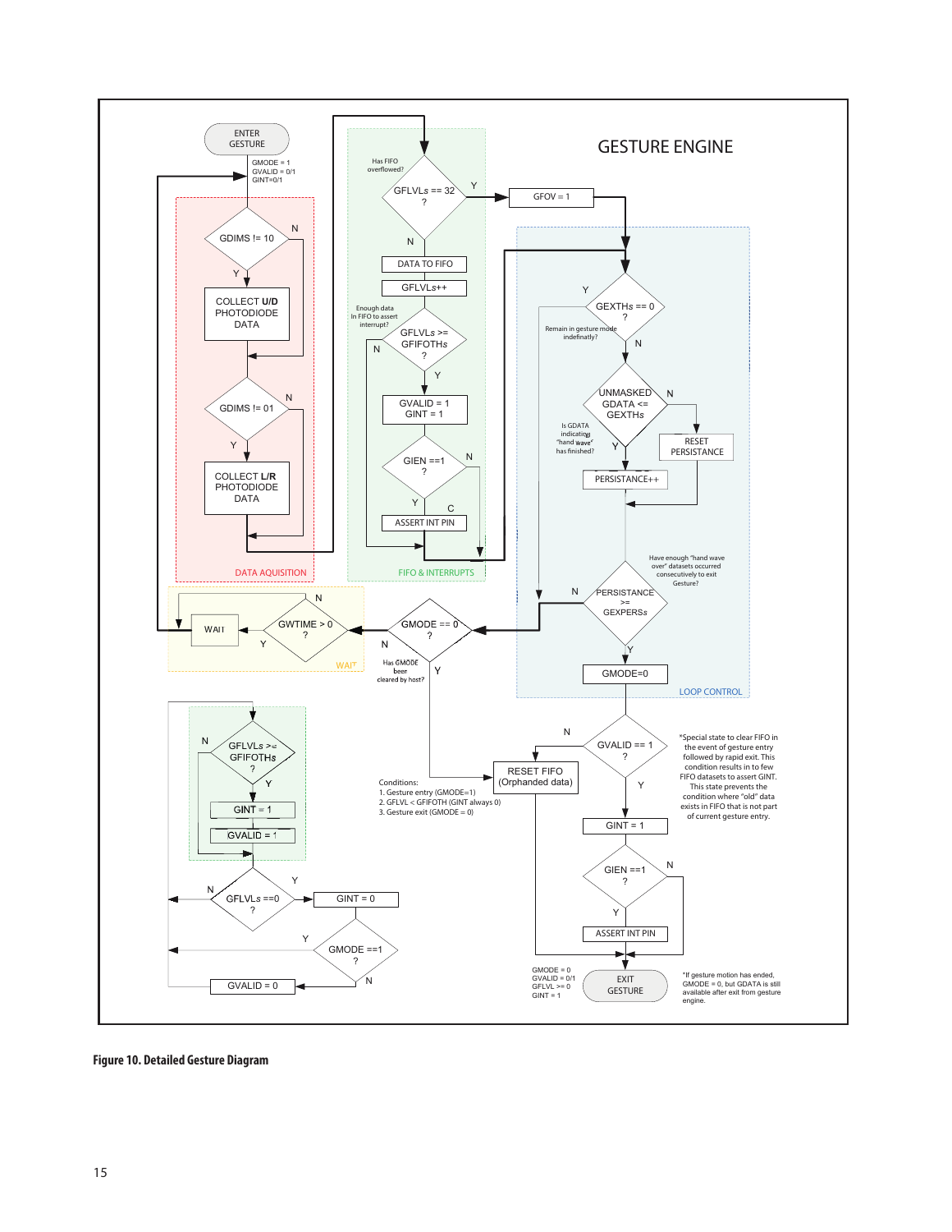GESTURE ENGINE

ENTER GESTURE

GMODE = 1
GVALID = 0/1
GINT=0/1

GDIMS != 10 (Y / N)

COLLECT **U/D** PHOTODIODE DATA

GDIMS != 01 (Y / N)

COLLECT **L/R** PHOTODIODE DATA

DATA AQUISITION

Has FIFO overflowed?

GFLVLs == 32 ? (Y / N)

GFOV = 1

DATA TO FIFO

GFLVLs++

Enough data In FIFO to assert interrupt?

GFLVLs >= GFIFOTHs ? (Y / N)

GVALID = 1
GINT = 1

GIEN ==1 ? (Y / N)

C

ASSERT INT PIN

FIFO & INTERRUPTS

GEXTHs == 0 ? (Y / N)

Remain in gesture mode indefinatly?

UNMASKED GDATA <= GEXTHs (Y / N)

Is GDATA indicating "hand wave" has finished?

RESET PERSISTANCE

PERSISTANCE++

Have enough "hand wave over" datasets occurred consecutively to exit Gesture?

PERSISTANCE >= GEXPERSs (Y / N)

GMODE=0

LOOP CONTROL

WAIT

GWTIME > 0 ? (Y / N)

WAIT

GMODE == 0 ? (Y / N)

Has GMODE been cleared by host?

GFLVLs >= GFIFOTHs ? (Y / N)

GINT = 1

GVALID = 1

GFLVLs ==0 ? (Y / N)

GINT = 0

GMODE ==1 ? (Y / N)

GVALID = 0

RESET FIFO (Orphanded data)

Conditions:
1. Gesture entry (GMODE=1)
2. GFLVL < GFIFOTH (GINT always 0)
3. Gesture exit (GMODE = 0)

GVALID == 1 ? (Y / N)

*Special state to clear FIFO in the event of gesture entry followed by rapid exit. This condition results in to few FIFO datasets to assert GINT. This state prevents the condition where "old" data exists in FIFO that is not part of current gesture entry.

GINT = 1

GIEN ==1 ? (Y / N)

ASSERT INT PIN

GMODE = 0
GVALID = 0/1
GFLVL >= 0
GINT = 1

EXIT GESTURE

*If gesture motion has ended, GMODE = 0, but GDATA is still available after exit from gesture engine.

**Figure 10. Detailed Gesture Diagram**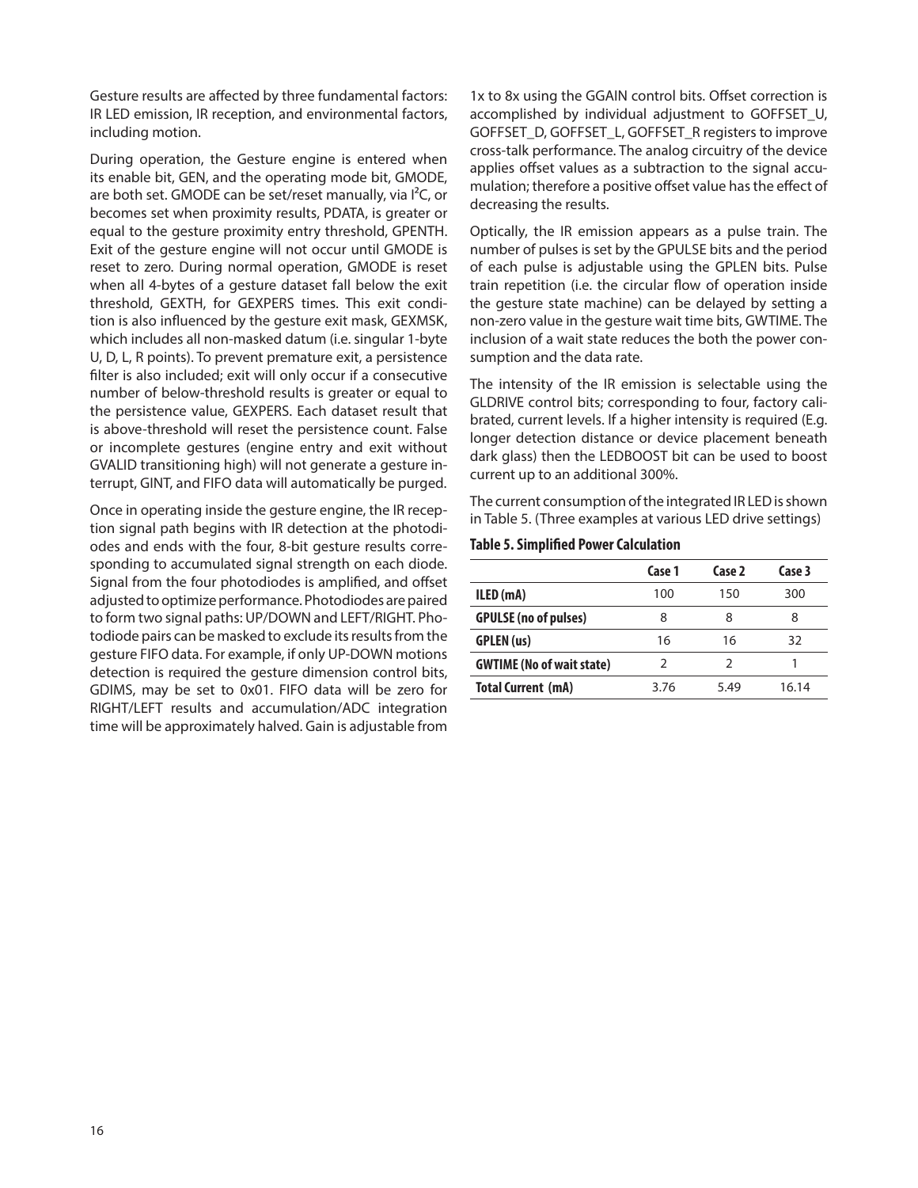Gesture results are affected by three fundamental factors: IR LED emission, IR reception, and environmental factors, including motion.

During operation, the Gesture engine is entered when its enable bit, GEN, and the operating mode bit, GMODE, are both set. GMODE can be set/reset manually, via I²C, or becomes set when proximity results, PDATA, is greater or equal to the gesture proximity entry threshold, GPENTH. Exit of the gesture engine will not occur until GMODE is reset to zero. During normal operation, GMODE is reset when all 4-bytes of a gesture dataset fall below the exit threshold, GEXTH, for GEXPERS times. This exit condition is also influenced by the gesture exit mask, GEXMSK, which includes all non-masked datum (i.e. singular 1-byte U, D, L, R points). To prevent premature exit, a persistence filter is also included; exit will only occur if a consecutive number of below-threshold results is greater or equal to the persistence value, GEXPERS. Each dataset result that is above-threshold will reset the persistence count. False or incomplete gestures (engine entry and exit without GVALID transitioning high) will not generate a gesture interrupt, GINT, and FIFO data will automatically be purged.

Once in operating inside the gesture engine, the IR reception signal path begins with IR detection at the photodiodes and ends with the four, 8-bit gesture results corresponding to accumulated signal strength on each diode. Signal from the four photodiodes is amplified, and offset adjusted to optimize performance. Photodiodes are paired to form two signal paths: UP/DOWN and LEFT/RIGHT. Photodiode pairs can be masked to exclude its results from the gesture FIFO data. For example, if only UP-DOWN motions detection is required the gesture dimension control bits, GDIMS, may be set to 0x01. FIFO data will be zero for RIGHT/LEFT results and accumulation/ADC integration time will be approximately halved. Gain is adjustable from 1x to 8x using the GGAIN control bits. Offset correction is accomplished by individual adjustment to GOFFSET_U, GOFFSET_D, GOFFSET_L, GOFFSET_R registers to improve cross-talk performance. The analog circuitry of the device applies offset values as a subtraction to the signal accumulation; therefore a positive offset value has the effect of decreasing the results.

Optically, the IR emission appears as a pulse train. The number of pulses is set by the GPULSE bits and the period of each pulse is adjustable using the GPLEN bits. Pulse train repetition (i.e. the circular flow of operation inside the gesture state machine) can be delayed by setting a non-zero value in the gesture wait time bits, GWTIME. The inclusion of a wait state reduces the both the power consumption and the data rate.

The intensity of the IR emission is selectable using the GLDRIVE control bits; corresponding to four, factory calibrated, current levels. If a higher intensity is required (E.g. longer detection distance or device placement beneath dark glass) then the LEDBOOST bit can be used to boost current up to an additional 300%.

The current consumption of the integrated IR LED is shown in Table 5. (Three examples at various LED drive settings)

**Table 5. Simplified Power Calculation**

| | Case 1 | Case 2 | Case 3 |
|---|---|---|---|
| **ILED (mA)** | 100 | 150 | 300 |
| **GPULSE (no of pulses)** | 8 | 8 | 8 |
| **GPLEN (us)** | 16 | 16 | 32 |
| **GWTIME (No of wait state)** | 2 | 2 | 1 |
| **Total Current (mA)** | 3.76 | 5.49 | 16.14 |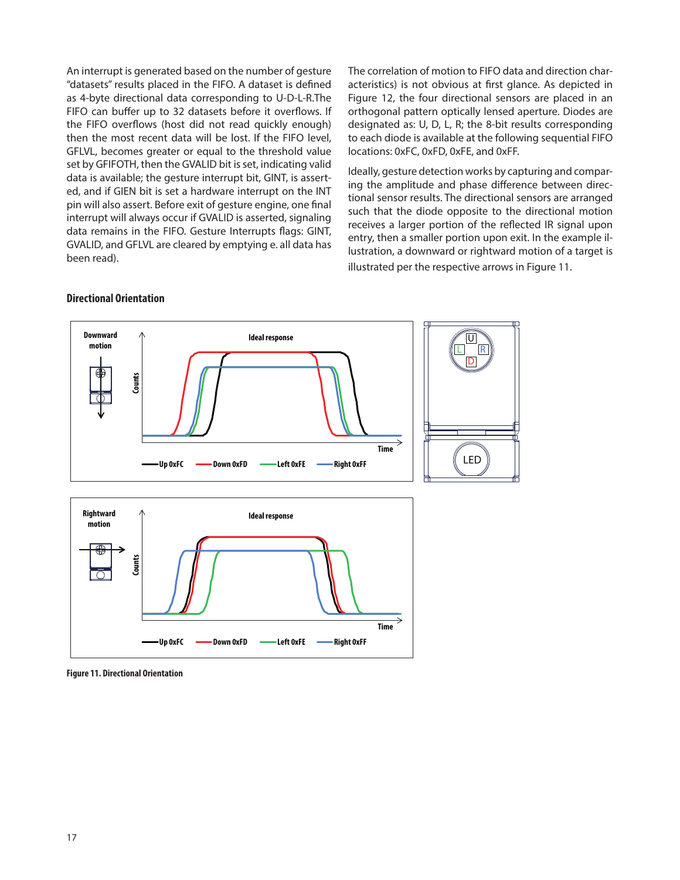An interrupt is generated based on the number of gesture "datasets" results placed in the FIFO. A dataset is defined as 4-byte directional data corresponding to U-D-L-R.The FIFO can buffer up to 32 datasets before it overflows. If the FIFO overflows (host did not read quickly enough) then the most recent data will be lost. If the FIFO level, GFLVL, becomes greater or equal to the threshold value set by GFIFOTH, then the GVALID bit is set, indicating valid data is available; the gesture interrupt bit, GINT, is asserted, and if GIEN bit is set a hardware interrupt on the INT pin will also assert. Before exit of gesture engine, one final interrupt will always occur if GVALID is asserted, signaling data remains in the FIFO. Gesture Interrupts flags: GINT, GVALID, and GFLVL are cleared by emptying e. all data has been read).

The correlation of motion to FIFO data and direction characteristics) is not obvious at first glance. As depicted in Figure 12, the four directional sensors are placed in an orthogonal pattern optically lensed aperture. Diodes are designated as: U, D, L, R; the 8-bit results corresponding to each diode is available at the following sequential FIFO locations: 0xFC, 0xFD, 0xFE, and 0xFF.

Ideally, gesture detection works by capturing and comparing the amplitude and phase difference between directional sensor results. The directional sensors are arranged such that the diode opposite to the directional motion receives a larger portion of the reflected IR signal upon entry, then a smaller portion upon exit. In the example illustration, a downward or rightward motion of a target is illustrated per the respective arrows in Figure 11.

### Directional Orientation

Figure 11. Directional Orientation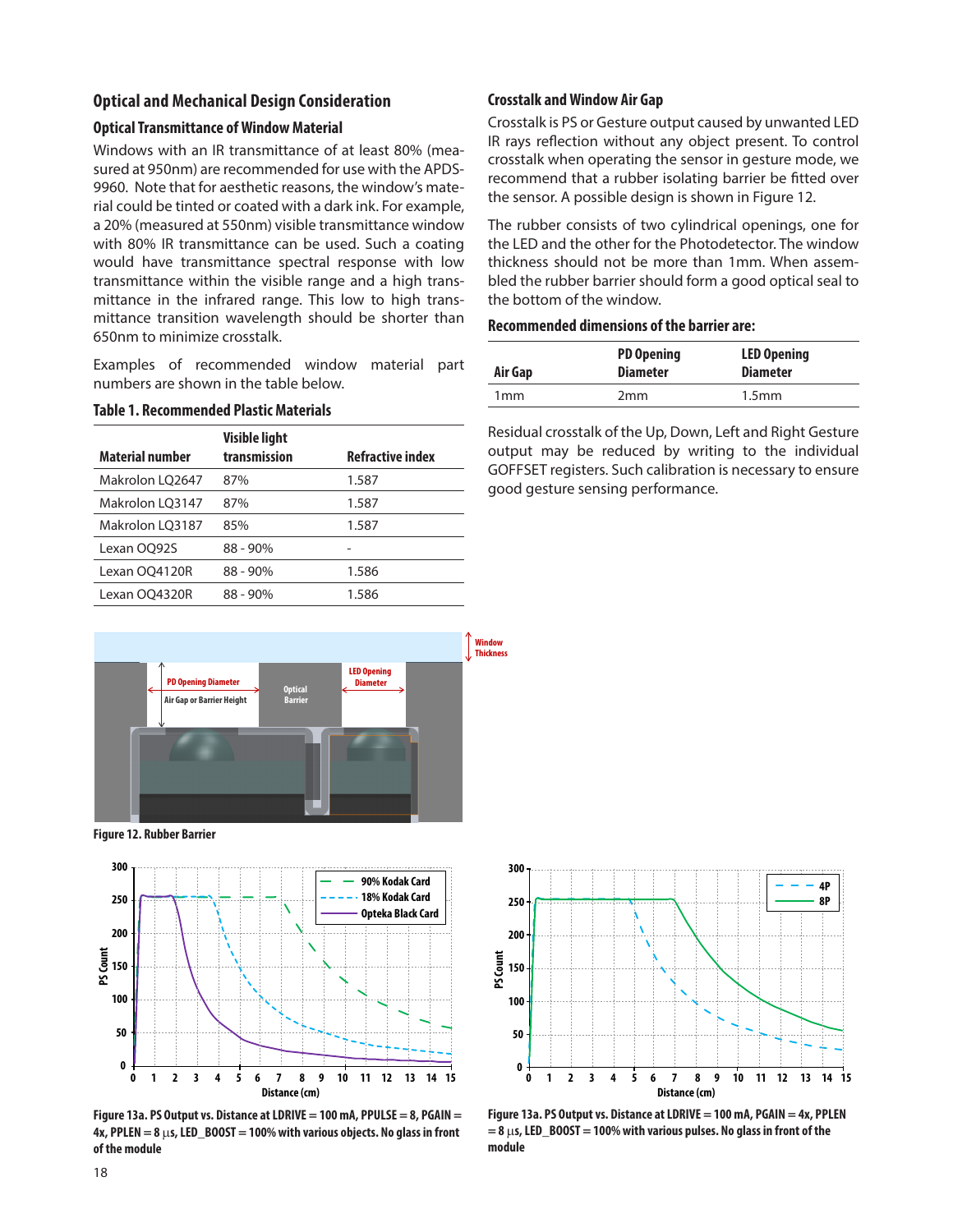## Optical and Mechanical Design Consideration

### Optical Transmittance of Window Material

Windows with an IR transmittance of at least 80% (measured at 950nm) are recommended for use with the APDS-9960. Note that for aesthetic reasons, the window's material could be tinted or coated with a dark ink. For example, a 20% (measured at 550nm) visible transmittance window with 80% IR transmittance can be used. Such a coating would have transmittance spectral response with low transmittance within the visible range and a high transmittance in the infrared range. This low to high transmittance transition wavelength should be shorter than 650nm to minimize crosstalk.

Examples of recommended window material part numbers are shown in the table below.

**Table 1. Recommended Plastic Materials**

| Material number | Visible light transmission | Refractive index |
|---|---|---|
| Makrolon LQ2647 | 87% | 1.587 |
| Makrolon LQ3147 | 87% | 1.587 |
| Makrolon LQ3187 | 85% | 1.587 |
| Lexan OQ92S | 88 - 90% | - |
| Lexan OQ4120R | 88 - 90% | 1.586 |
| Lexan OQ4320R | 88 - 90% | 1.586 |

### Crosstalk and Window Air Gap

Crosstalk is PS or Gesture output caused by unwanted LED IR rays reflection without any object present. To control crosstalk when operating the sensor in gesture mode, we recommend that a rubber isolating barrier be fitted over the sensor. A possible design is shown in Figure 12.

The rubber consists of two cylindrical openings, one for the LED and the other for the Photodetector. The window thickness should not be more than 1mm. When assembled the rubber barrier should form a good optical seal to the bottom of the window.

**Recommended dimensions of the barrier are:**

| Air Gap | PD Opening Diameter | LED Opening Diameter |
|---|---|---|
| 1mm | 2mm | 1.5mm |

Residual crosstalk of the Up, Down, Left and Right Gesture output may be reduced by writing to the individual GOFFSET registers. Such calibration is necessary to ensure good gesture sensing performance.

Figure 12. Rubber Barrier

Figure 13a. PS Output vs. Distance at LDRIVE = 100 mA, PPULSE = 8, PGAIN = 4x, PPLEN = 8 µs, LED_BOOST = 100% with various objects. No glass in front of the module

Figure 13a. PS Output vs. Distance at LDRIVE = 100 mA, PGAIN = 4x, PPLEN = 8 µs, LED_BOOST = 100% with various pulses. No glass in front of the module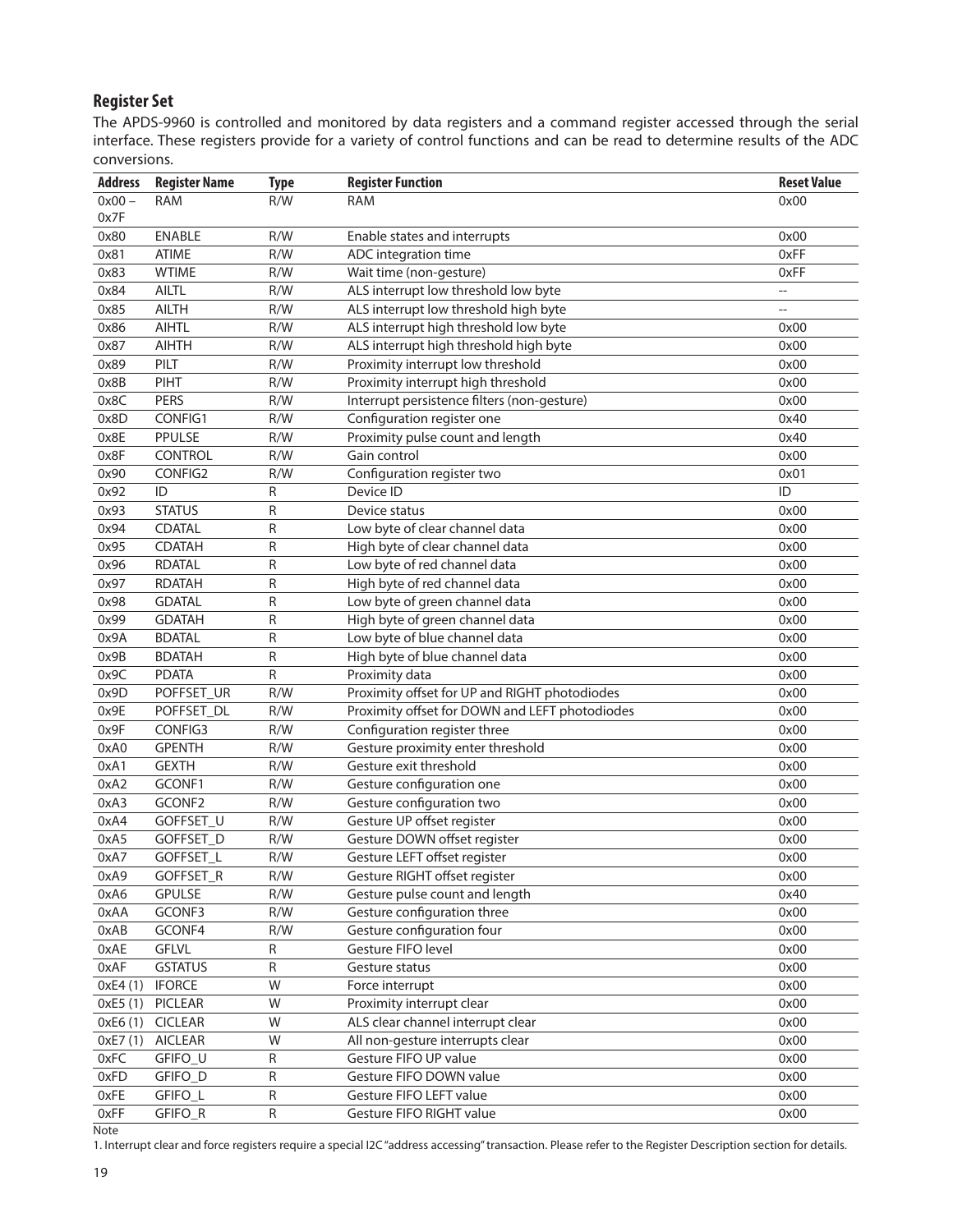## Register Set

The APDS-9960 is controlled and monitored by data registers and a command register accessed through the serial interface. These registers provide for a variety of control functions and can be read to determine results of the ADC conversions.

| Address | Register Name | Type | Register Function | Reset Value |
|---|---|---|---|---|
| 0x00 – 0x7F | RAM | R/W | RAM | 0x00 |
| 0x80 | ENABLE | R/W | Enable states and interrupts | 0x00 |
| 0x81 | ATIME | R/W | ADC integration time | 0xFF |
| 0x83 | WTIME | R/W | Wait time (non-gesture) | 0xFF |
| 0x84 | AILTL | R/W | ALS interrupt low threshold low byte | -- |
| 0x85 | AILTH | R/W | ALS interrupt low threshold high byte | -- |
| 0x86 | AIHTL | R/W | ALS interrupt high threshold low byte | 0x00 |
| 0x87 | AIHTH | R/W | ALS interrupt high threshold high byte | 0x00 |
| 0x89 | PILT | R/W | Proximity interrupt low threshold | 0x00 |
| 0x8B | PIHT | R/W | Proximity interrupt high threshold | 0x00 |
| 0x8C | PERS | R/W | Interrupt persistence filters (non-gesture) | 0x00 |
| 0x8D | CONFIG1 | R/W | Configuration register one | 0x40 |
| 0x8E | PPULSE | R/W | Proximity pulse count and length | 0x40 |
| 0x8F | CONTROL | R/W | Gain control | 0x00 |
| 0x90 | CONFIG2 | R/W | Configuration register two | 0x01 |
| 0x92 | ID | R | Device ID | ID |
| 0x93 | STATUS | R | Device status | 0x00 |
| 0x94 | CDATAL | R | Low byte of clear channel data | 0x00 |
| 0x95 | CDATAH | R | High byte of clear channel data | 0x00 |
| 0x96 | RDATAL | R | Low byte of red channel data | 0x00 |
| 0x97 | RDATAH | R | High byte of red channel data | 0x00 |
| 0x98 | GDATAL | R | Low byte of green channel data | 0x00 |
| 0x99 | GDATAH | R | High byte of green channel data | 0x00 |
| 0x9A | BDATAL | R | Low byte of blue channel data | 0x00 |
| 0x9B | BDATAH | R | High byte of blue channel data | 0x00 |
| 0x9C | PDATA | R | Proximity data | 0x00 |
| 0x9D | POFFSET_UR | R/W | Proximity offset for UP and RIGHT photodiodes | 0x00 |
| 0x9E | POFFSET_DL | R/W | Proximity offset for DOWN and LEFT photodiodes | 0x00 |
| 0x9F | CONFIG3 | R/W | Configuration register three | 0x00 |
| 0xA0 | GPENTH | R/W | Gesture proximity enter threshold | 0x00 |
| 0xA1 | GEXTH | R/W | Gesture exit threshold | 0x00 |
| 0xA2 | GCONF1 | R/W | Gesture configuration one | 0x00 |
| 0xA3 | GCONF2 | R/W | Gesture configuration two | 0x00 |
| 0xA4 | GOFFSET_U | R/W | Gesture UP offset register | 0x00 |
| 0xA5 | GOFFSET_D | R/W | Gesture DOWN offset register | 0x00 |
| 0xA7 | GOFFSET_L | R/W | Gesture LEFT offset register | 0x00 |
| 0xA9 | GOFFSET_R | R/W | Gesture RIGHT offset register | 0x00 |
| 0xA6 | GPULSE | R/W | Gesture pulse count and length | 0x40 |
| 0xAA | GCONF3 | R/W | Gesture configuration three | 0x00 |
| 0xAB | GCONF4 | R/W | Gesture configuration four | 0x00 |
| 0xAE | GFLVL | R | Gesture FIFO level | 0x00 |
| 0xAF | GSTATUS | R | Gesture status | 0x00 |
| 0xE4 (1) | IFORCE | W | Force interrupt | 0x00 |
| 0xE5 (1) | PICLEAR | W | Proximity interrupt clear | 0x00 |
| 0xE6 (1) | CICLEAR | W | ALS clear channel interrupt clear | 0x00 |
| 0xE7 (1) | AICLEAR | W | All non-gesture interrupts clear | 0x00 |
| 0xFC | GFIFO_U | R | Gesture FIFO UP value | 0x00 |
| 0xFD | GFIFO_D | R | Gesture FIFO DOWN value | 0x00 |
| 0xFE | GFIFO_L | R | Gesture FIFO LEFT value | 0x00 |
| 0xFF | GFIFO_R | R | Gesture FIFO RIGHT value | 0x00 |

Note

1. Interrupt clear and force registers require a special I2C "address accessing" transaction. Please refer to the Register Description section for details.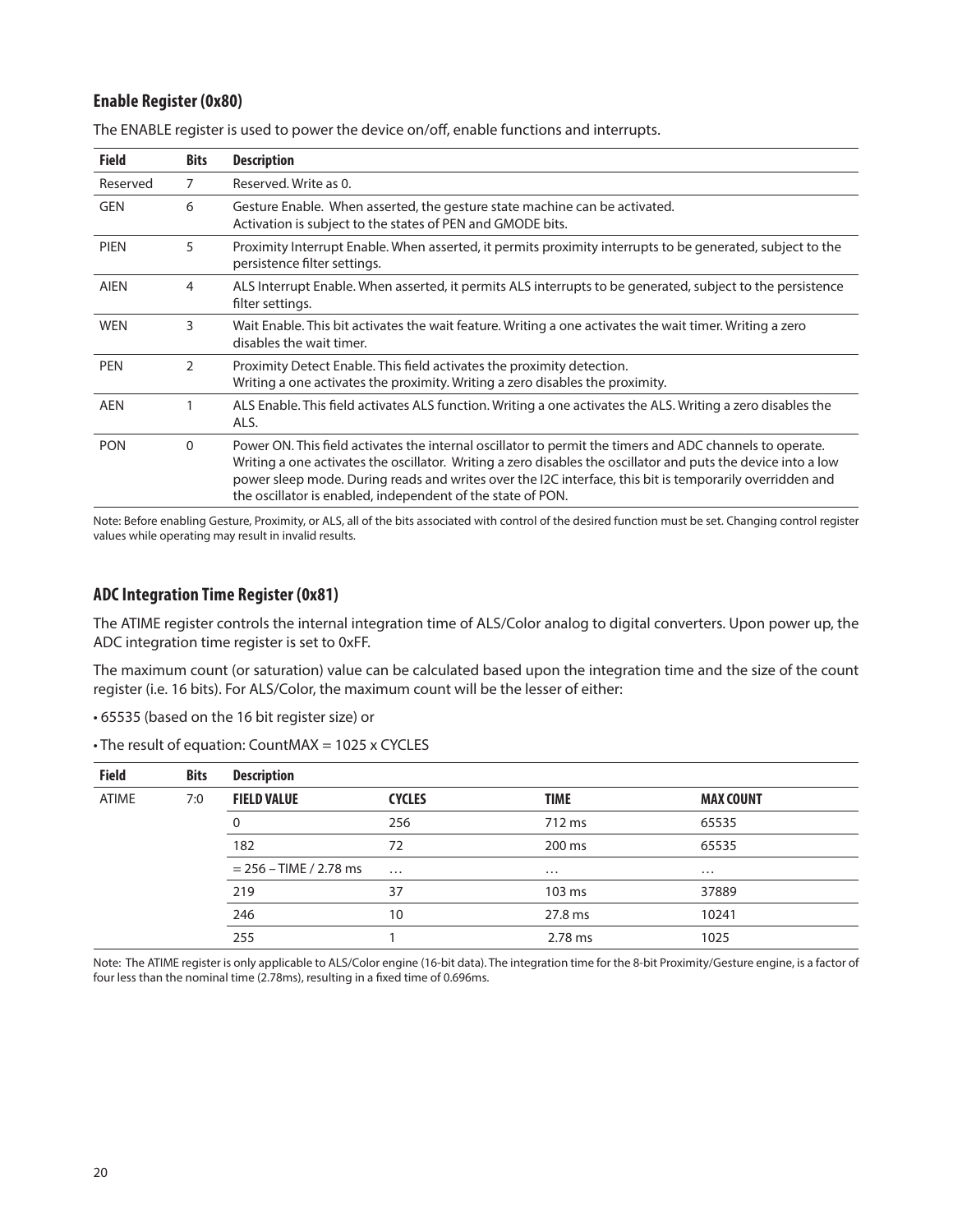### Enable Register (0x80)

The ENABLE register is used to power the device on/off, enable functions and interrupts.

| Field | Bits | Description |
|---|---|---|
| Reserved | 7 | Reserved. Write as 0. |
| GEN | 6 | Gesture Enable. When asserted, the gesture state machine can be activated. Activation is subject to the states of PEN and GMODE bits. |
| PIEN | 5 | Proximity Interrupt Enable. When asserted, it permits proximity interrupts to be generated, subject to the persistence filter settings. |
| AIEN | 4 | ALS Interrupt Enable. When asserted, it permits ALS interrupts to be generated, subject to the persistence filter settings. |
| WEN | 3 | Wait Enable. This bit activates the wait feature. Writing a one activates the wait timer. Writing a zero disables the wait timer. |
| PEN | 2 | Proximity Detect Enable. This field activates the proximity detection. Writing a one activates the proximity. Writing a zero disables the proximity. |
| AEN | 1 | ALS Enable. This field activates ALS function. Writing a one activates the ALS. Writing a zero disables the ALS. |
| PON | 0 | Power ON. This field activates the internal oscillator to permit the timers and ADC channels to operate. Writing a one activates the oscillator. Writing a zero disables the oscillator and puts the device into a low power sleep mode. During reads and writes over the I2C interface, this bit is temporarily overridden and the oscillator is enabled, independent of the state of PON. |

Note: Before enabling Gesture, Proximity, or ALS, all of the bits associated with control of the desired function must be set. Changing control register values while operating may result in invalid results.

### ADC Integration Time Register (0x81)

The ATIME register controls the internal integration time of ALS/Color analog to digital converters. Upon power up, the ADC integration time register is set to 0xFF.

The maximum count (or saturation) value can be calculated based upon the integration time and the size of the count register (i.e. 16 bits). For ALS/Color, the maximum count will be the lesser of either:

• 65535 (based on the 16 bit register size) or

• The result of equation: CountMAX = 1025 x CYCLES

| Field | Bits | Description | | | |
|---|---|---|---|---|---|
| ATIME | 7:0 | **FIELD VALUE** | **CYCLES** | **TIME** | **MAX COUNT** |
| | | 0 | 256 | 712 ms | 65535 |
| | | 182 | 72 | 200 ms | 65535 |
| | | = 256 – TIME / 2.78 ms | … | … | … |
| | | 219 | 37 | 103 ms | 37889 |
| | | 246 | 10 | 27.8 ms | 10241 |
| | | 255 | 1 | 2.78 ms | 1025 |

Note: The ATIME register is only applicable to ALS/Color engine (16-bit data). The integration time for the 8-bit Proximity/Gesture engine, is a factor of four less than the nominal time (2.78ms), resulting in a fixed time of 0.696ms.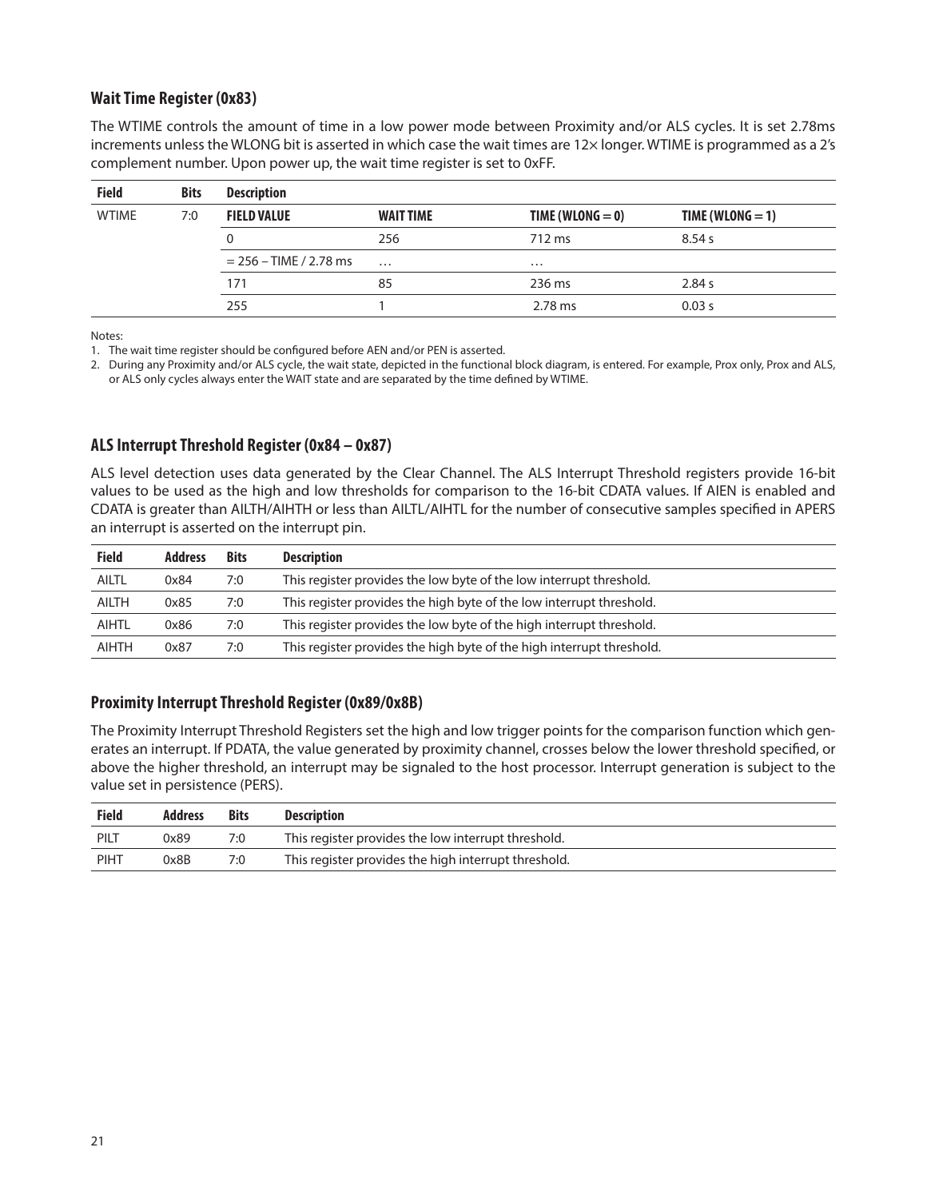### Wait Time Register (0x83)

The WTIME controls the amount of time in a low power mode between Proximity and/or ALS cycles. It is set 2.78ms increments unless the WLONG bit is asserted in which case the wait times are 12× longer. WTIME is programmed as a 2's complement number. Upon power up, the wait time register is set to 0xFF.

| Field | Bits | Description | | | |
|---|---|---|---|---|---|
| WTIME | 7:0 | **FIELD VALUE** | **WAIT TIME** | **TIME (WLONG = 0)** | **TIME (WLONG = 1)** |
| | | 0 | 256 | 712 ms | 8.54 s |
| | | = 256 – TIME / 2.78 ms | … | … | |
| | | 171 | 85 | 236 ms | 2.84 s |
| | | 255 | 1 | 2.78 ms | 0.03 s |

Notes:

1. The wait time register should be configured before AEN and/or PEN is asserted.
2. During any Proximity and/or ALS cycle, the wait state, depicted in the functional block diagram, is entered. For example, Prox only, Prox and ALS, or ALS only cycles always enter the WAIT state and are separated by the time defined by WTIME.

### ALS Interrupt Threshold Register (0x84 – 0x87)

ALS level detection uses data generated by the Clear Channel. The ALS Interrupt Threshold registers provide 16-bit values to be used as the high and low thresholds for comparison to the 16-bit CDATA values. If AIEN is enabled and CDATA is greater than AILTH/AIHTH or less than AILTL/AIHTL for the number of consecutive samples specified in APERS an interrupt is asserted on the interrupt pin.

| Field | Address | Bits | Description |
|---|---|---|---|
| AILTL | 0x84 | 7:0 | This register provides the low byte of the low interrupt threshold. |
| AILTH | 0x85 | 7:0 | This register provides the high byte of the low interrupt threshold. |
| AIHTL | 0x86 | 7:0 | This register provides the low byte of the high interrupt threshold. |
| AIHTH | 0x87 | 7:0 | This register provides the high byte of the high interrupt threshold. |

### Proximity Interrupt Threshold Register (0x89/0x8B)

The Proximity Interrupt Threshold Registers set the high and low trigger points for the comparison function which generates an interrupt. If PDATA, the value generated by proximity channel, crosses below the lower threshold specified, or above the higher threshold, an interrupt may be signaled to the host processor. Interrupt generation is subject to the value set in persistence (PERS).

| Field | Address | Bits | Description |
|---|---|---|---|
| PILT | 0x89 | 7:0 | This register provides the low interrupt threshold. |
| PIHT | 0x8B | 7:0 | This register provides the high interrupt threshold. |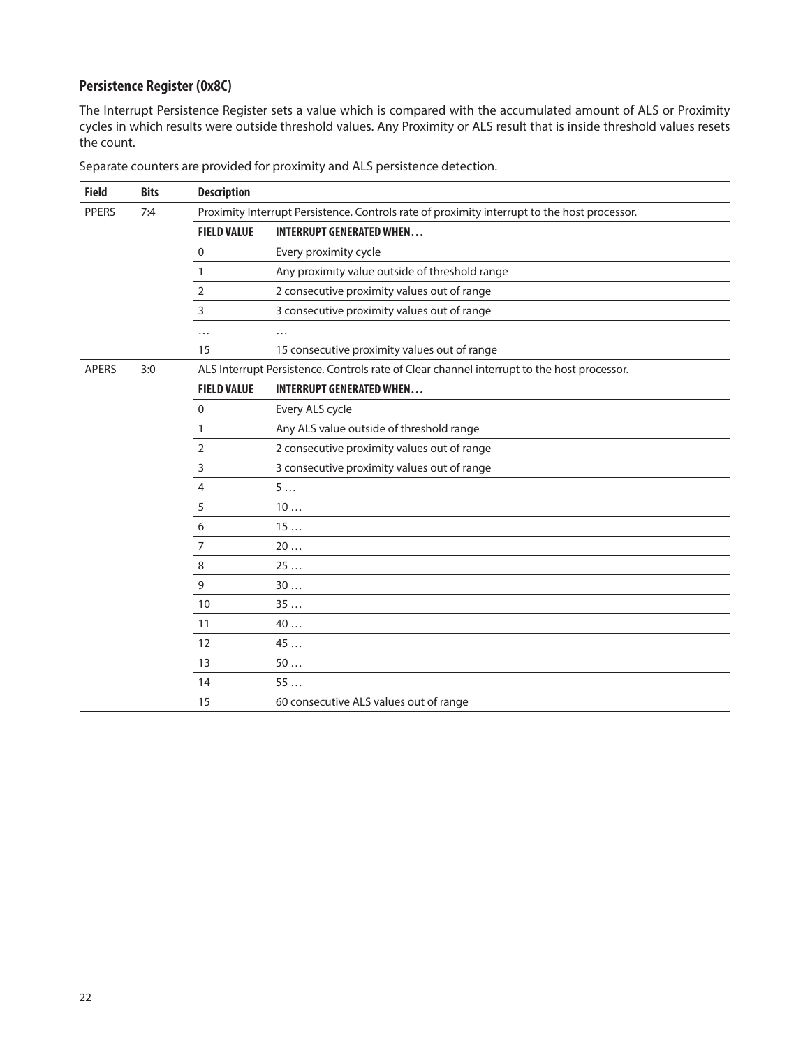### Persistence Register (0x8C)

The Interrupt Persistence Register sets a value which is compared with the accumulated amount of ALS or Proximity cycles in which results were outside threshold values. Any Proximity or ALS result that is inside threshold values resets the count.

Separate counters are provided for proximity and ALS persistence detection.

| Field | Bits | Description | |
|---|---|---|---|
| PPERS | 7:4 | Proximity Interrupt Persistence. Controls rate of proximity interrupt to the host processor. | |
| | | **FIELD VALUE** | **INTERRUPT GENERATED WHEN…** |
| | | 0 | Every proximity cycle |
| | | 1 | Any proximity value outside of threshold range |
| | | 2 | 2 consecutive proximity values out of range |
| | | 3 | 3 consecutive proximity values out of range |
| | | … | … |
| | | 15 | 15 consecutive proximity values out of range |
| APERS | 3:0 | ALS Interrupt Persistence. Controls rate of Clear channel interrupt to the host processor. | |
| | | **FIELD VALUE** | **INTERRUPT GENERATED WHEN…** |
| | | 0 | Every ALS cycle |
| | | 1 | Any ALS value outside of threshold range |
| | | 2 | 2 consecutive proximity values out of range |
| | | 3 | 3 consecutive proximity values out of range |
| | | 4 | 5 … |
| | | 5 | 10 … |
| | | 6 | 15 … |
| | | 7 | 20 … |
| | | 8 | 25 … |
| | | 9 | 30 … |
| | | 10 | 35 … |
| | | 11 | 40 … |
| | | 12 | 45 … |
| | | 13 | 50 … |
| | | 14 | 55 … |
| | | 15 | 60 consecutive ALS values out of range |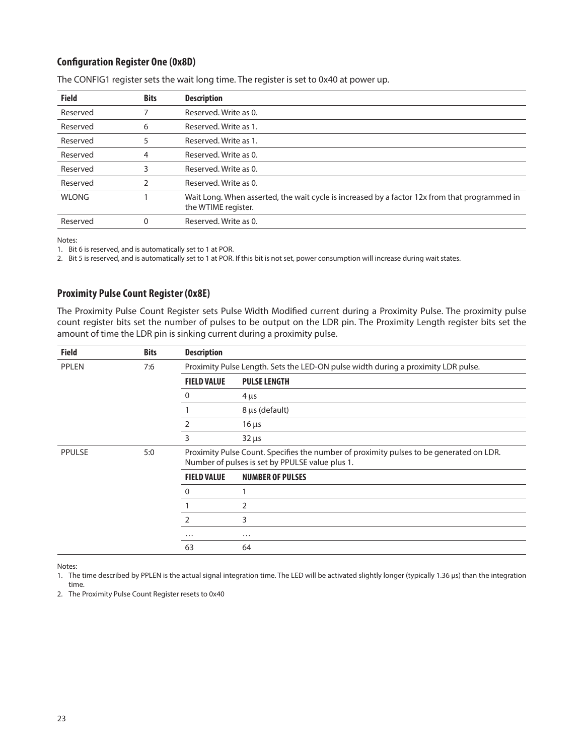### Configuration Register One (0x8D)

The CONFIG1 register sets the wait long time. The register is set to 0x40 at power up.

| Field | Bits | Description |
|---|---|---|
| Reserved | 7 | Reserved. Write as 0. |
| Reserved | 6 | Reserved. Write as 1. |
| Reserved | 5 | Reserved. Write as 1. |
| Reserved | 4 | Reserved. Write as 0. |
| Reserved | 3 | Reserved. Write as 0. |
| Reserved | 2 | Reserved. Write as 0. |
| WLONG | 1 | Wait Long. When asserted, the wait cycle is increased by a factor 12x from that programmed in the WTIME register. |
| Reserved | 0 | Reserved. Write as 0. |

Notes:

1. Bit 6 is reserved, and is automatically set to 1 at POR.
2. Bit 5 is reserved, and is automatically set to 1 at POR. If this bit is not set, power consumption will increase during wait states.

### Proximity Pulse Count Register (0x8E)

The Proximity Pulse Count Register sets Pulse Width Modified current during a Proximity Pulse. The proximity pulse count register bits set the number of pulses to be output on the LDR pin. The Proximity Length register bits set the amount of time the LDR pin is sinking current during a proximity pulse.

| Field | Bits | Description | |
|---|---|---|---|
| PPLEN | 7:6 | Proximity Pulse Length. Sets the LED-ON pulse width during a proximity LDR pulse. | |
| | | **FIELD VALUE** | **PULSE LENGTH** |
| | | 0 | 4 µs |
| | | 1 | 8 µs (default) |
| | | 2 | 16 µs |
| | | 3 | 32 µs |
| PPULSE | 5:0 | Proximity Pulse Count. Specifies the number of proximity pulses to be generated on LDR. Number of pulses is set by PPULSE value plus 1. | |
| | | **FIELD VALUE** | **NUMBER OF PULSES** |
| | | 0 | 1 |
| | | 1 | 2 |
| | | 2 | 3 |
| | | … | … |
| | | 63 | 64 |

Notes:

1. The time described by PPLEN is the actual signal integration time. The LED will be activated slightly longer (typically 1.36 µs) than the integration time.
2. The Proximity Pulse Count Register resets to 0x40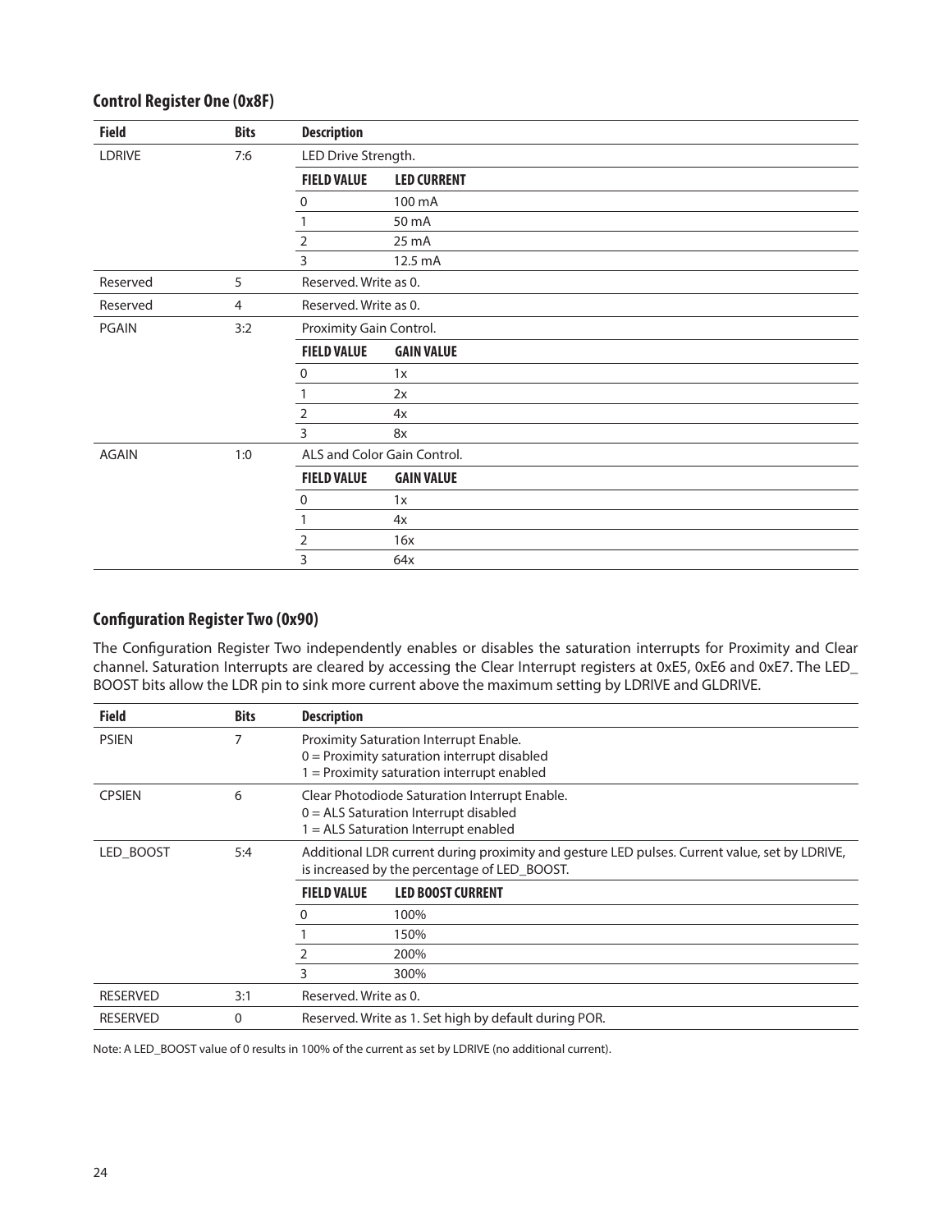### Control Register One (0x8F)

| Field | Bits | Description | |
|---|---|---|---|
| LDRIVE | 7:6 | LED Drive Strength. | |
| | | **FIELD VALUE** | **LED CURRENT** |
| | | 0 | 100 mA |
| | | 1 | 50 mA |
| | | 2 | 25 mA |
| | | 3 | 12.5 mA |
| Reserved | 5 | Reserved. Write as 0. | |
| Reserved | 4 | Reserved. Write as 0. | |
| PGAIN | 3:2 | Proximity Gain Control. | |
| | | **FIELD VALUE** | **GAIN VALUE** |
| | | 0 | 1x |
| | | 1 | 2x |
| | | 2 | 4x |
| | | 3 | 8x |
| AGAIN | 1:0 | ALS and Color Gain Control. | |
| | | **FIELD VALUE** | **GAIN VALUE** |
| | | 0 | 1x |
| | | 1 | 4x |
| | | 2 | 16x |
| | | 3 | 64x |

### Configuration Register Two (0x90)

The Configuration Register Two independently enables or disables the saturation interrupts for Proximity and Clear channel. Saturation Interrupts are cleared by accessing the Clear Interrupt registers at 0xE5, 0xE6 and 0xE7. The LED_BOOST bits allow the LDR pin to sink more current above the maximum setting by LDRIVE and GLDRIVE.

| Field | Bits | Description | |
|---|---|---|---|
| PSIEN | 7 | Proximity Saturation Interrupt Enable.<br>0 = Proximity saturation interrupt disabled<br>1 = Proximity saturation interrupt enabled | |
| CPSIEN | 6 | Clear Photodiode Saturation Interrupt Enable.<br>0 = ALS Saturation Interrupt disabled<br>1 = ALS Saturation Interrupt enabled | |
| LED_BOOST | 5:4 | Additional LDR current during proximity and gesture LED pulses. Current value, set by LDRIVE, is increased by the percentage of LED_BOOST. | |
| | | **FIELD VALUE** | **LED BOOST CURRENT** |
| | | 0 | 100% |
| | | 1 | 150% |
| | | 2 | 200% |
| | | 3 | 300% |
| RESERVED | 3:1 | Reserved. Write as 0. | |
| RESERVED | 0 | Reserved. Write as 1. Set high by default during POR. | |

Note: A LED_BOOST value of 0 results in 100% of the current as set by LDRIVE (no additional current).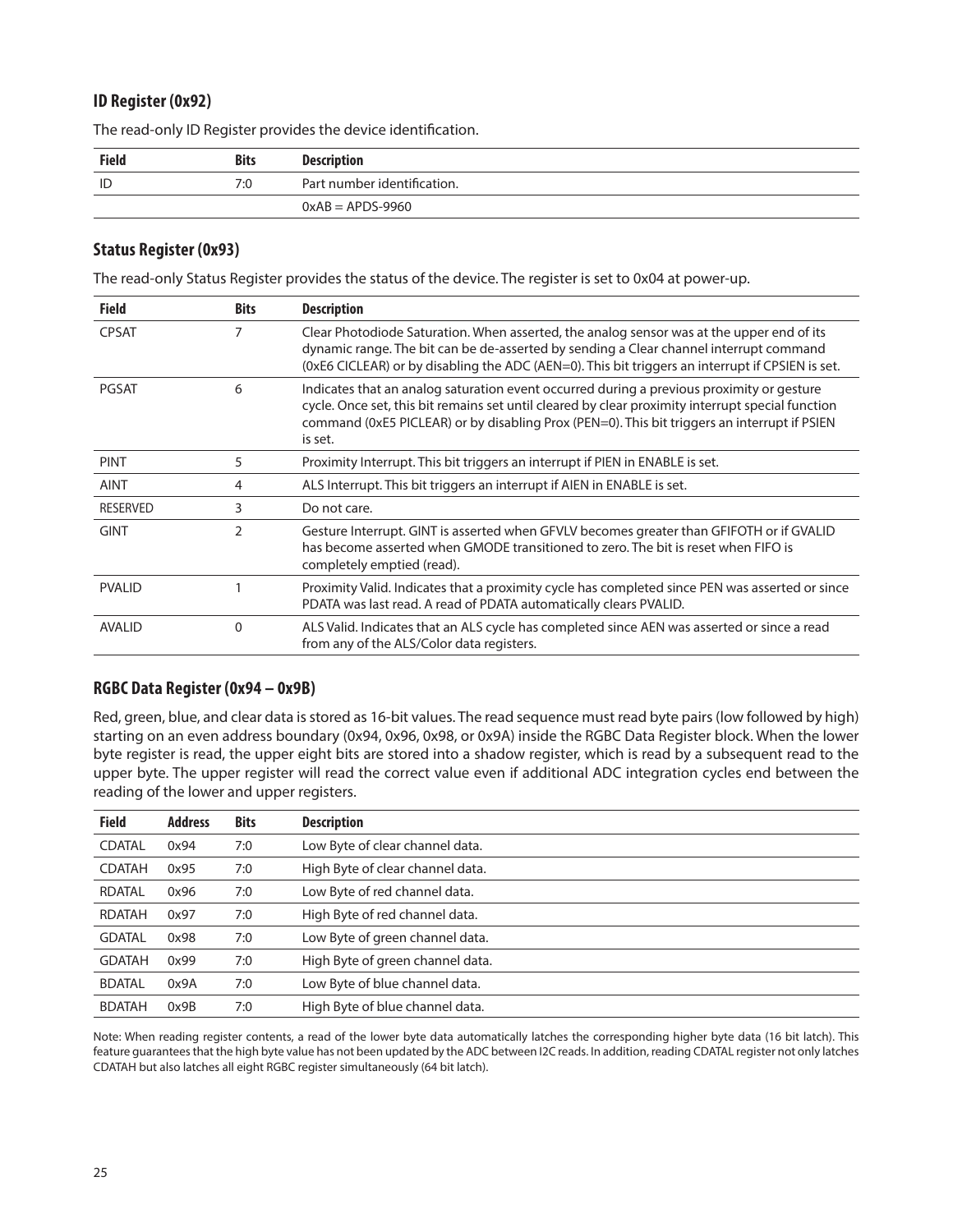### ID Register (0x92)

The read-only ID Register provides the device identification.

| Field | Bits | Description |
|---|---|---|
| ID | 7:0 | Part number identification. |
| | | 0xAB = APDS-9960 |

### Status Register (0x93)

The read-only Status Register provides the status of the device. The register is set to 0x04 at power-up.

| Field | Bits | Description |
|---|---|---|
| CPSAT | 7 | Clear Photodiode Saturation. When asserted, the analog sensor was at the upper end of its dynamic range. The bit can be de-asserted by sending a Clear channel interrupt command (0xE6 CICLEAR) or by disabling the ADC (AEN=0). This bit triggers an interrupt if CPSIEN is set. |
| PGSAT | 6 | Indicates that an analog saturation event occurred during a previous proximity or gesture cycle. Once set, this bit remains set until cleared by clear proximity interrupt special function command (0xE5 PICLEAR) or by disabling Prox (PEN=0). This bit triggers an interrupt if PSIEN is set. |
| PINT | 5 | Proximity Interrupt. This bit triggers an interrupt if PIEN in ENABLE is set. |
| AINT | 4 | ALS Interrupt. This bit triggers an interrupt if AIEN in ENABLE is set. |
| RESERVED | 3 | Do not care. |
| GINT | 2 | Gesture Interrupt. GINT is asserted when GFVLV becomes greater than GFIFOTH or if GVALID has become asserted when GMODE transitioned to zero. The bit is reset when FIFO is completely emptied (read). |
| PVALID | 1 | Proximity Valid. Indicates that a proximity cycle has completed since PEN was asserted or since PDATA was last read. A read of PDATA automatically clears PVALID. |
| AVALID | 0 | ALS Valid. Indicates that an ALS cycle has completed since AEN was asserted or since a read from any of the ALS/Color data registers. |

### RGBC Data Register (0x94 – 0x9B)

Red, green, blue, and clear data is stored as 16-bit values. The read sequence must read byte pairs (low followed by high) starting on an even address boundary (0x94, 0x96, 0x98, or 0x9A) inside the RGBC Data Register block. When the lower byte register is read, the upper eight bits are stored into a shadow register, which is read by a subsequent read to the upper byte. The upper register will read the correct value even if additional ADC integration cycles end between the reading of the lower and upper registers.

| Field | Address | Bits | Description |
|---|---|---|---|
| CDATAL | 0x94 | 7:0 | Low Byte of clear channel data. |
| CDATAH | 0x95 | 7:0 | High Byte of clear channel data. |
| RDATAL | 0x96 | 7:0 | Low Byte of red channel data. |
| RDATAH | 0x97 | 7:0 | High Byte of red channel data. |
| GDATAL | 0x98 | 7:0 | Low Byte of green channel data. |
| GDATAH | 0x99 | 7:0 | High Byte of green channel data. |
| BDATAL | 0x9A | 7:0 | Low Byte of blue channel data. |
| BDATAH | 0x9B | 7:0 | High Byte of blue channel data. |

Note: When reading register contents, a read of the lower byte data automatically latches the corresponding higher byte data (16 bit latch). This feature guarantees that the high byte value has not been updated by the ADC between I2C reads. In addition, reading CDATAL register not only latches CDATAH but also latches all eight RGBC register simultaneously (64 bit latch).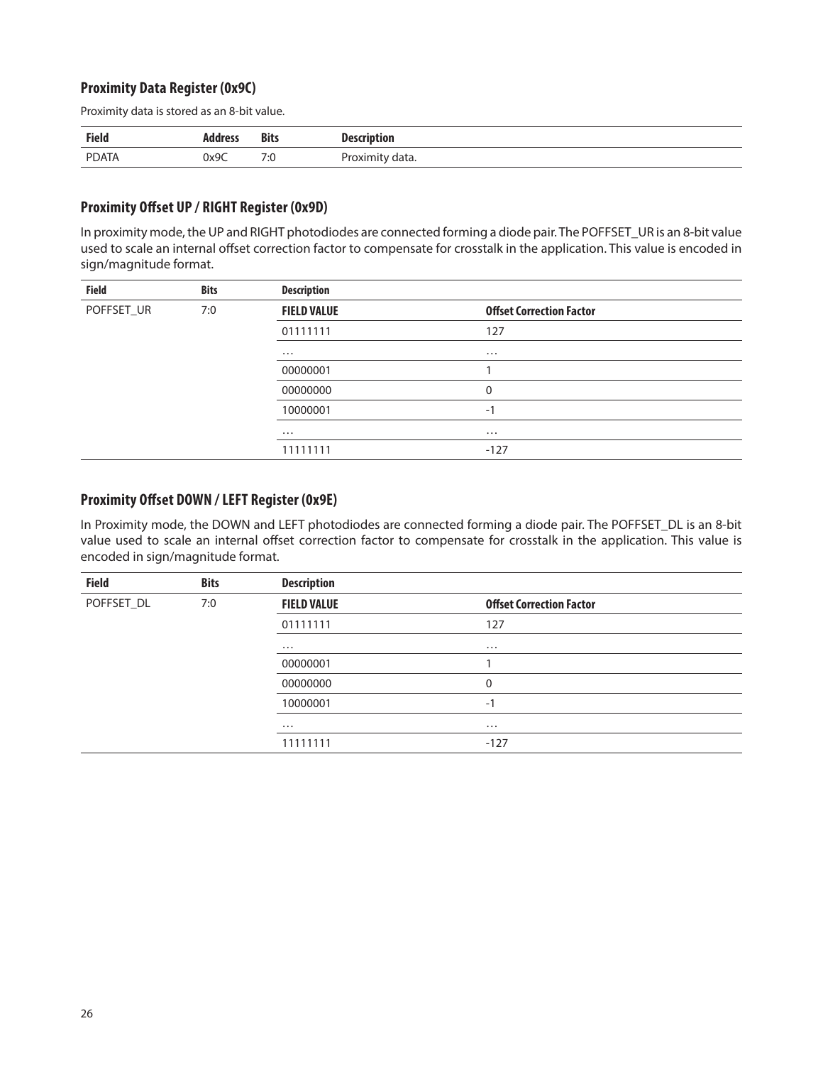### Proximity Data Register (0x9C)

Proximity data is stored as an 8-bit value.

| Field | Address | Bits | Description |
|---|---|---|---|
| PDATA | 0x9C | 7:0 | Proximity data. |

### Proximity Offset UP / RIGHT Register (0x9D)

In proximity mode, the UP and RIGHT photodiodes are connected forming a diode pair. The POFFSET_UR is an 8-bit value used to scale an internal offset correction factor to compensate for crosstalk in the application. This value is encoded in sign/magnitude format.

| Field | Bits | Description | |
|---|---|---|---|
| POFFSET_UR | 7:0 | **FIELD VALUE** | **Offset Correction Factor** |
| | | 01111111 | 127 |
| | | … | … |
| | | 00000001 | 1 |
| | | 00000000 | 0 |
| | | 10000001 | -1 |
| | | … | … |
| | | 11111111 | -127 |

### Proximity Offset DOWN / LEFT Register (0x9E)

In Proximity mode, the DOWN and LEFT photodiodes are connected forming a diode pair. The POFFSET_DL is an 8-bit value used to scale an internal offset correction factor to compensate for crosstalk in the application. This value is encoded in sign/magnitude format.

| Field | Bits | Description | |
|---|---|---|---|
| POFFSET_DL | 7:0 | **FIELD VALUE** | **Offset Correction Factor** |
| | | 01111111 | 127 |
| | | … | … |
| | | 00000001 | 1 |
| | | 00000000 | 0 |
| | | 10000001 | -1 |
| | | … | … |
| | | 11111111 | -127 |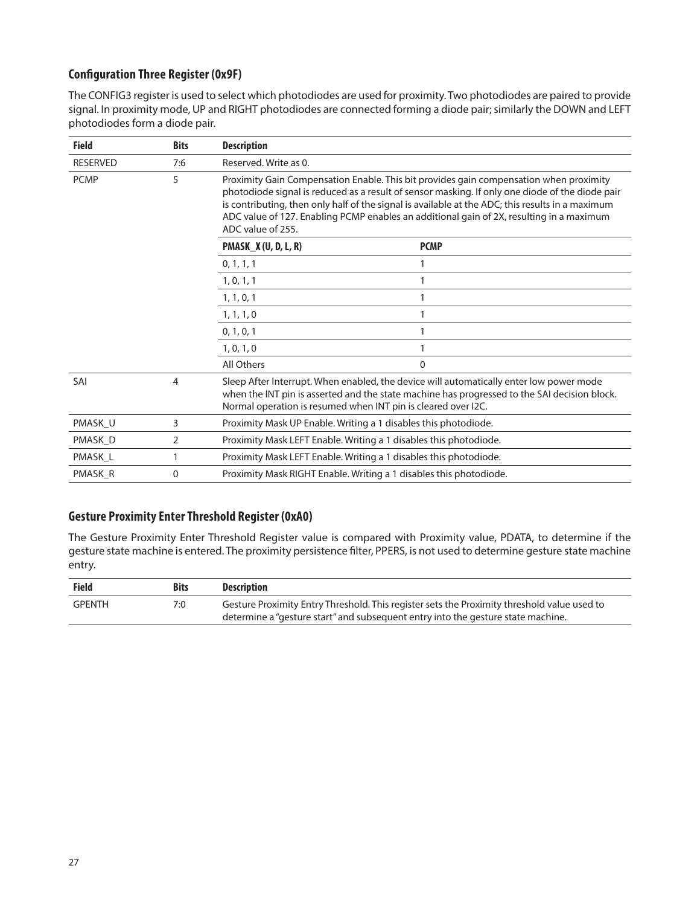### Configuration Three Register (0x9F)

The CONFIG3 register is used to select which photodiodes are used for proximity. Two photodiodes are paired to provide signal. In proximity mode, UP and RIGHT photodiodes are connected forming a diode pair; similarly the DOWN and LEFT photodiodes form a diode pair.

| Field | Bits | Description | |
|---|---|---|---|
| RESERVED | 7:6 | Reserved. Write as 0. | |
| PCMP | 5 | Proximity Gain Compensation Enable. This bit provides gain compensation when proximity photodiode signal is reduced as a result of sensor masking. If only one diode of the diode pair is contributing, then only half of the signal is available at the ADC; this results in a maximum ADC value of 127. Enabling PCMP enables an additional gain of 2X, resulting in a maximum ADC value of 255. | |
| | | **PMASK_X (U, D, L, R)** | **PCMP** |
| | | 0, 1, 1, 1 | 1 |
| | | 1, 0, 1, 1 | 1 |
| | | 1, 1, 0, 1 | 1 |
| | | 1, 1, 1, 0 | 1 |
| | | 0, 1, 0, 1 | 1 |
| | | 1, 0, 1, 0 | 1 |
| | | All Others | 0 |
| SAI | 4 | Sleep After Interrupt. When enabled, the device will automatically enter low power mode when the INT pin is asserted and the state machine has progressed to the SAI decision block. Normal operation is resumed when INT pin is cleared over I2C. | |
| PMASK_U | 3 | Proximity Mask UP Enable. Writing a 1 disables this photodiode. | |
| PMASK_D | 2 | Proximity Mask LEFT Enable. Writing a 1 disables this photodiode. | |
| PMASK_L | 1 | Proximity Mask LEFT Enable. Writing a 1 disables this photodiode. | |
| PMASK_R | 0 | Proximity Mask RIGHT Enable. Writing a 1 disables this photodiode. | |

### Gesture Proximity Enter Threshold Register (0xA0)

The Gesture Proximity Enter Threshold Register value is compared with Proximity value, PDATA, to determine if the gesture state machine is entered. The proximity persistence filter, PPERS, is not used to determine gesture state machine entry.

| Field | Bits | Description |
|---|---|---|
| GPENTH | 7:0 | Gesture Proximity Entry Threshold. This register sets the Proximity threshold value used to determine a "gesture start" and subsequent entry into the gesture state machine. |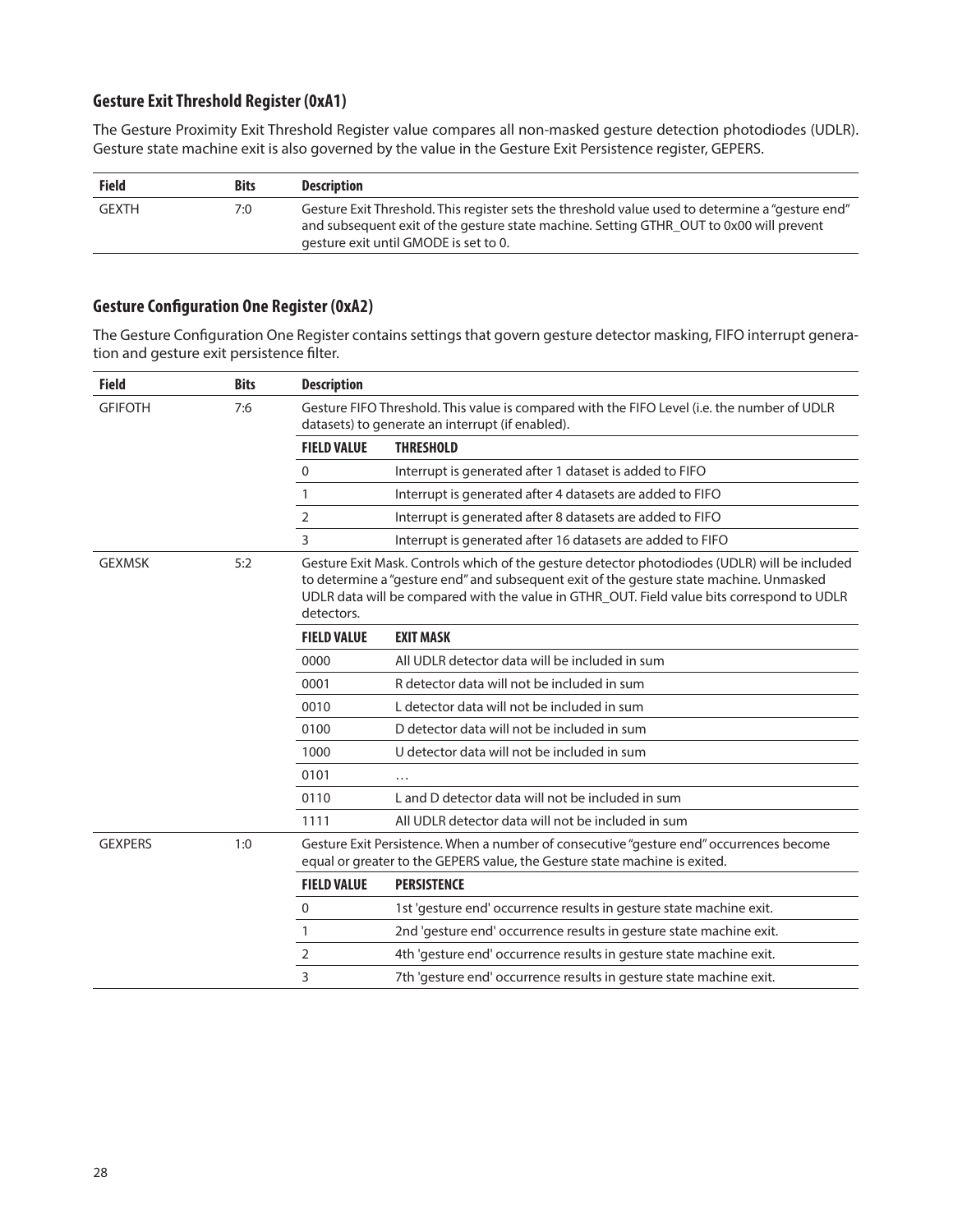### Gesture Exit Threshold Register (0xA1)

The Gesture Proximity Exit Threshold Register value compares all non-masked gesture detection photodiodes (UDLR). Gesture state machine exit is also governed by the value in the Gesture Exit Persistence register, GEPERS.

| Field | Bits | Description |
|---|---|---|
| GEXTH | 7:0 | Gesture Exit Threshold. This register sets the threshold value used to determine a "gesture end" and subsequent exit of the gesture state machine. Setting GTHR_OUT to 0x00 will prevent gesture exit until GMODE is set to 0. |

### Gesture Configuration One Register (0xA2)

The Gesture Configuration One Register contains settings that govern gesture detector masking, FIFO interrupt generation and gesture exit persistence filter.

| Field | Bits | Description | |
|---|---|---|---|
| GFIFOTH | 7:6 | Gesture FIFO Threshold. This value is compared with the FIFO Level (i.e. the number of UDLR datasets) to generate an interrupt (if enabled). | |
| | | **FIELD VALUE** | **THRESHOLD** |
| | | 0 | Interrupt is generated after 1 dataset is added to FIFO |
| | | 1 | Interrupt is generated after 4 datasets are added to FIFO |
| | | 2 | Interrupt is generated after 8 datasets are added to FIFO |
| | | 3 | Interrupt is generated after 16 datasets are added to FIFO |
| GEXMSK | 5:2 | Gesture Exit Mask. Controls which of the gesture detector photodiodes (UDLR) will be included to determine a "gesture end" and subsequent exit of the gesture state machine. Unmasked UDLR data will be compared with the value in GTHR_OUT. Field value bits correspond to UDLR detectors. | |
| | | **FIELD VALUE** | **EXIT MASK** |
| | | 0000 | All UDLR detector data will be included in sum |
| | | 0001 | R detector data will not be included in sum |
| | | 0010 | L detector data will not be included in sum |
| | | 0100 | D detector data will not be included in sum |
| | | 1000 | U detector data will not be included in sum |
| | | 0101 | … |
| | | 0110 | L and D detector data will not be included in sum |
| | | 1111 | All UDLR detector data will not be included in sum |
| GEXPERS | 1:0 | Gesture Exit Persistence. When a number of consecutive "gesture end" occurrences become equal or greater to the GEPERS value, the Gesture state machine is exited. | |
| | | **FIELD VALUE** | **PERSISTENCE** |
| | | 0 | 1st 'gesture end' occurrence results in gesture state machine exit. |
| | | 1 | 2nd 'gesture end' occurrence results in gesture state machine exit. |
| | | 2 | 4th 'gesture end' occurrence results in gesture state machine exit. |
| | | 3 | 7th 'gesture end' occurrence results in gesture state machine exit. |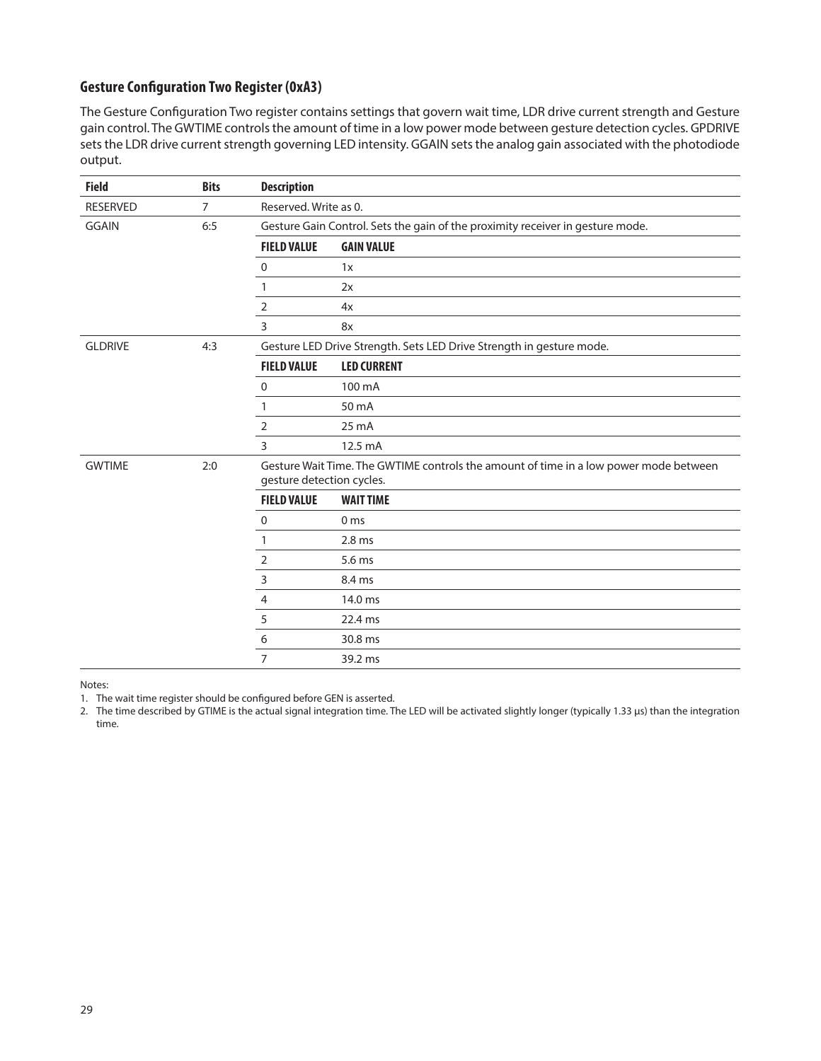### Gesture Configuration Two Register (0xA3)

The Gesture Configuration Two register contains settings that govern wait time, LDR drive current strength and Gesture gain control. The GWTIME controls the amount of time in a low power mode between gesture detection cycles. GPDRIVE sets the LDR drive current strength governing LED intensity. GGAIN sets the analog gain associated with the photodiode output.

| Field | Bits | Description | |
|---|---|---|---|
| RESERVED | 7 | Reserved. Write as 0. | |
| GGAIN | 6:5 | Gesture Gain Control. Sets the gain of the proximity receiver in gesture mode. | |
| | | **FIELD VALUE** | **GAIN VALUE** |
| | | 0 | 1x |
| | | 1 | 2x |
| | | 2 | 4x |
| | | 3 | 8x |
| GLDRIVE | 4:3 | Gesture LED Drive Strength. Sets LED Drive Strength in gesture mode. | |
| | | **FIELD VALUE** | **LED CURRENT** |
| | | 0 | 100 mA |
| | | 1 | 50 mA |
| | | 2 | 25 mA |
| | | 3 | 12.5 mA |
| GWTIME | 2:0 | Gesture Wait Time. The GWTIME controls the amount of time in a low power mode between gesture detection cycles. | |
| | | **FIELD VALUE** | **WAIT TIME** |
| | | 0 | 0 ms |
| | | 1 | 2.8 ms |
| | | 2 | 5.6 ms |
| | | 3 | 8.4 ms |
| | | 4 | 14.0 ms |
| | | 5 | 22.4 ms |
| | | 6 | 30.8 ms |
| | | 7 | 39.2 ms |

Notes:

1. The wait time register should be configured before GEN is asserted.
2. The time described by GTIME is the actual signal integration time. The LED will be activated slightly longer (typically 1.33 µs) than the integration time.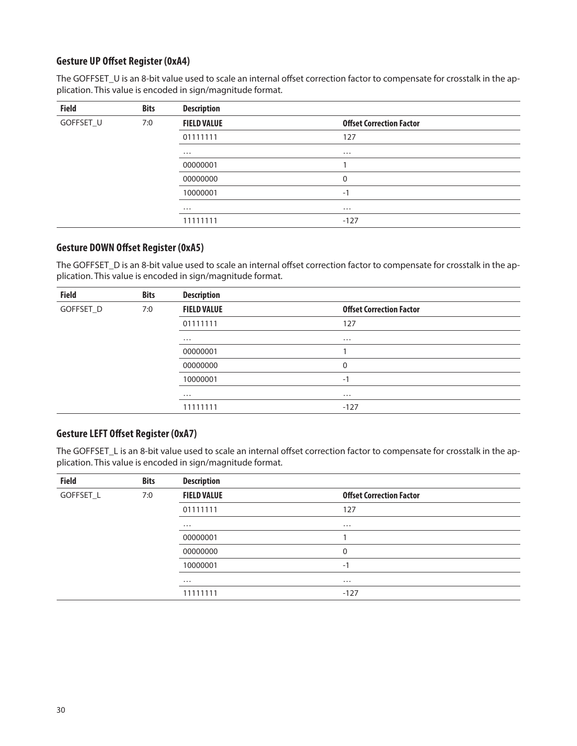### Gesture UP Offset Register (0xA4)

The GOFFSET_U is an 8-bit value used to scale an internal offset correction factor to compensate for crosstalk in the application. This value is encoded in sign/magnitude format.

| Field | Bits | Description | |
|---|---|---|---|
| GOFFSET_U | 7:0 | **FIELD VALUE** | **Offset Correction Factor** |
| | | 01111111 | 127 |
| | | … | … |
| | | 00000001 | 1 |
| | | 00000000 | 0 |
| | | 10000001 | -1 |
| | | … | … |
| | | 11111111 | -127 |

### Gesture DOWN Offset Register (0xA5)

The GOFFSET_D is an 8-bit value used to scale an internal offset correction factor to compensate for crosstalk in the application. This value is encoded in sign/magnitude format.

| Field | Bits | Description | |
|---|---|---|---|
| GOFFSET_D | 7:0 | **FIELD VALUE** | **Offset Correction Factor** |
| | | 01111111 | 127 |
| | | … | … |
| | | 00000001 | 1 |
| | | 00000000 | 0 |
| | | 10000001 | -1 |
| | | … | … |
| | | 11111111 | -127 |

### Gesture LEFT Offset Register (0xA7)

The GOFFSET_L is an 8-bit value used to scale an internal offset correction factor to compensate for crosstalk in the application. This value is encoded in sign/magnitude format.

| Field | Bits | Description | |
|---|---|---|---|
| GOFFSET_L | 7:0 | **FIELD VALUE** | **Offset Correction Factor** |
| | | 01111111 | 127 |
| | | … | … |
| | | 00000001 | 1 |
| | | 00000000 | 0 |
| | | 10000001 | -1 |
| | | … | … |
| | | 11111111 | -127 |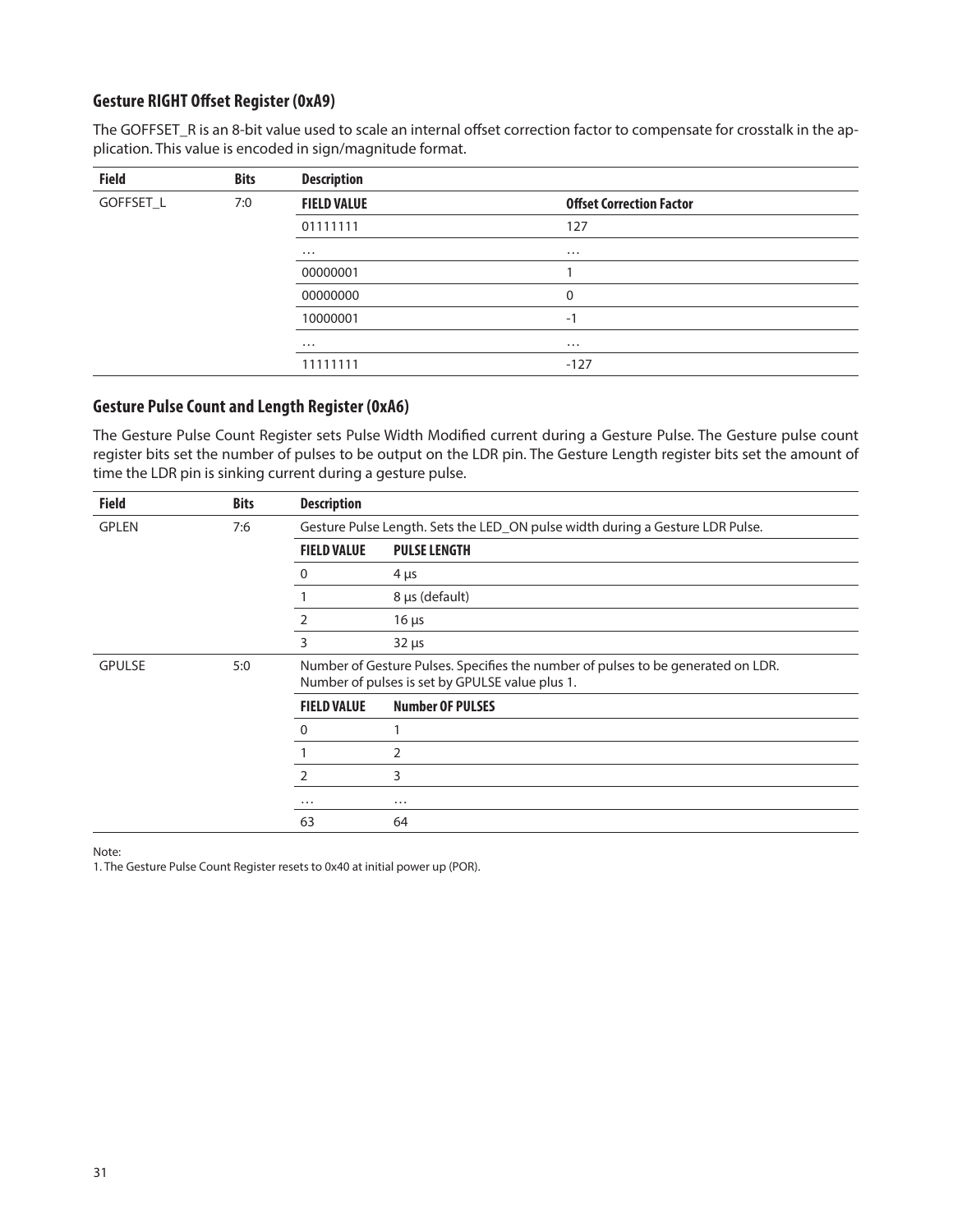### Gesture RIGHT Offset Register (0xA9)

The GOFFSET_R is an 8-bit value used to scale an internal offset correction factor to compensate for crosstalk in the application. This value is encoded in sign/magnitude format.

| Field | Bits | Description | |
|---|---|---|---|
| GOFFSET_L | 7:0 | **FIELD VALUE** | **Offset Correction Factor** |
| | | 01111111 | 127 |
| | | … | … |
| | | 00000001 | 1 |
| | | 00000000 | 0 |
| | | 10000001 | -1 |
| | | … | … |
| | | 11111111 | -127 |

### Gesture Pulse Count and Length Register (0xA6)

The Gesture Pulse Count Register sets Pulse Width Modified current during a Gesture Pulse. The Gesture pulse count register bits set the number of pulses to be output on the LDR pin. The Gesture Length register bits set the amount of time the LDR pin is sinking current during a gesture pulse.

| Field | Bits | Description | |
|---|---|---|---|
| GPLEN | 7:6 | Gesture Pulse Length. Sets the LED_ON pulse width during a Gesture LDR Pulse. | |
| | | **FIELD VALUE** | **PULSE LENGTH** |
| | | 0 | 4 μs |
| | | 1 | 8 μs (default) |
| | | 2 | 16 μs |
| | | 3 | 32 μs |
| GPULSE | 5:0 | Number of Gesture Pulses. Specifies the number of pulses to be generated on LDR. Number of pulses is set by GPULSE value plus 1. | |
| | | **FIELD VALUE** | **Number OF PULSES** |
| | | 0 | 1 |
| | | 1 | 2 |
| | | 2 | 3 |
| | | … | … |
| | | 63 | 64 |

Note:

1. The Gesture Pulse Count Register resets to 0x40 at initial power up (POR).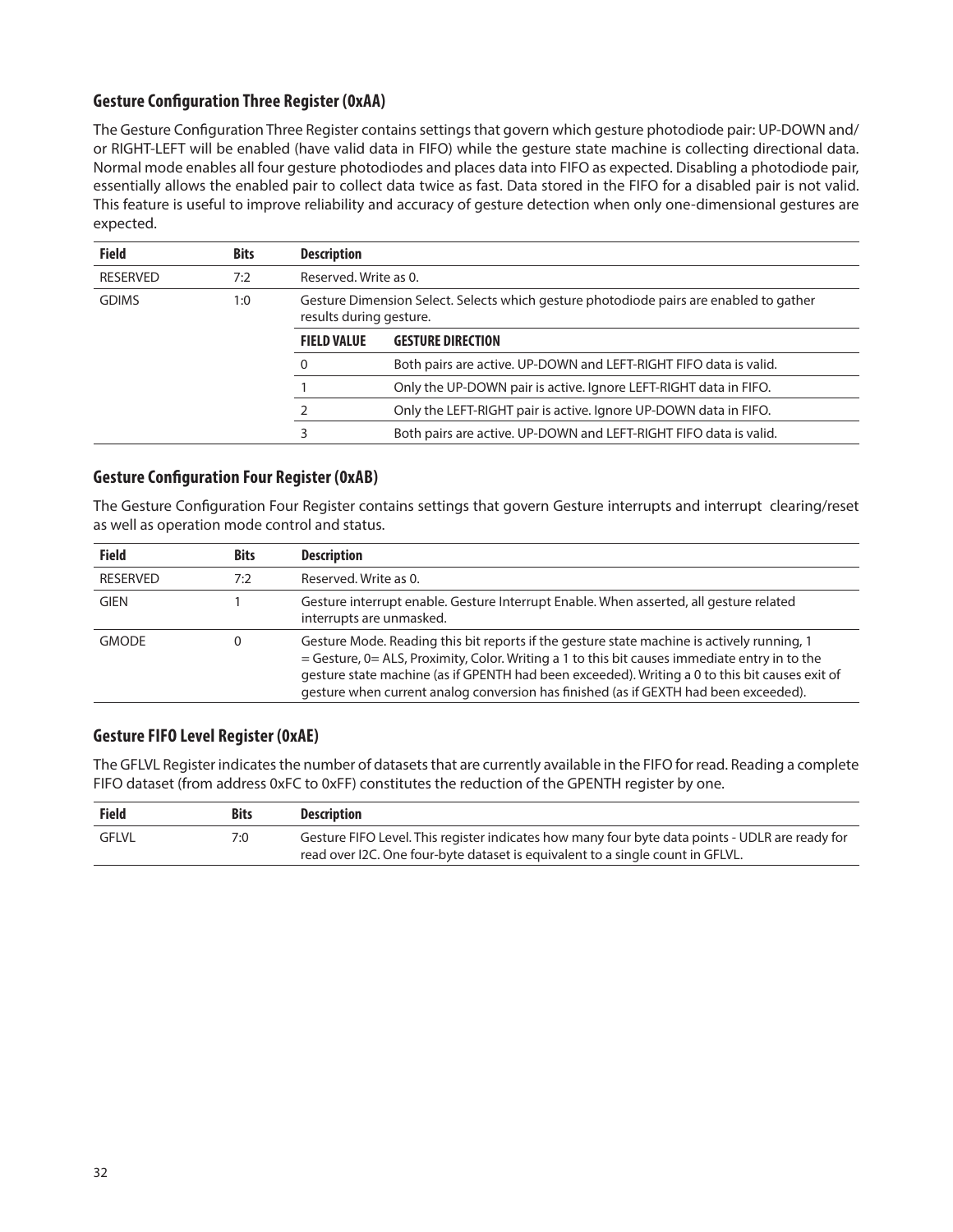### Gesture Configuration Three Register (0xAA)

The Gesture Configuration Three Register contains settings that govern which gesture photodiode pair: UP-DOWN and/or RIGHT-LEFT will be enabled (have valid data in FIFO) while the gesture state machine is collecting directional data. Normal mode enables all four gesture photodiodes and places data into FIFO as expected. Disabling a photodiode pair, essentially allows the enabled pair to collect data twice as fast. Data stored in the FIFO for a disabled pair is not valid. This feature is useful to improve reliability and accuracy of gesture detection when only one-dimensional gestures are expected.

| Field | Bits | Description | |
|---|---|---|---|
| RESERVED | 7:2 | Reserved. Write as 0. | |
| GDIMS | 1:0 | Gesture Dimension Select. Selects which gesture photodiode pairs are enabled to gather results during gesture. | |
| | | **FIELD VALUE** | **GESTURE DIRECTION** |
| | | 0 | Both pairs are active. UP-DOWN and LEFT-RIGHT FIFO data is valid. |
| | | 1 | Only the UP-DOWN pair is active. Ignore LEFT-RIGHT data in FIFO. |
| | | 2 | Only the LEFT-RIGHT pair is active. Ignore UP-DOWN data in FIFO. |
| | | 3 | Both pairs are active. UP-DOWN and LEFT-RIGHT FIFO data is valid. |

### Gesture Configuration Four Register (0xAB)

The Gesture Configuration Four Register contains settings that govern Gesture interrupts and interrupt clearing/reset as well as operation mode control and status.

| Field | Bits | Description |
|---|---|---|
| RESERVED | 7:2 | Reserved. Write as 0. |
| GIEN | 1 | Gesture interrupt enable. Gesture Interrupt Enable. When asserted, all gesture related interrupts are unmasked. |
| GMODE | 0 | Gesture Mode. Reading this bit reports if the gesture state machine is actively running, 1 = Gesture, 0= ALS, Proximity, Color. Writing a 1 to this bit causes immediate entry in to the gesture state machine (as if GPENTH had been exceeded). Writing a 0 to this bit causes exit of gesture when current analog conversion has finished (as if GEXTH had been exceeded). |

### Gesture FIFO Level Register (0xAE)

The GFLVL Register indicates the number of datasets that are currently available in the FIFO for read. Reading a complete FIFO dataset (from address 0xFC to 0xFF) constitutes the reduction of the GPENTH register by one.

| Field | Bits | Description |
|---|---|---|
| GFLVL | 7:0 | Gesture FIFO Level. This register indicates how many four byte data points - UDLR are ready for read over I2C. One four-byte dataset is equivalent to a single count in GFLVL. |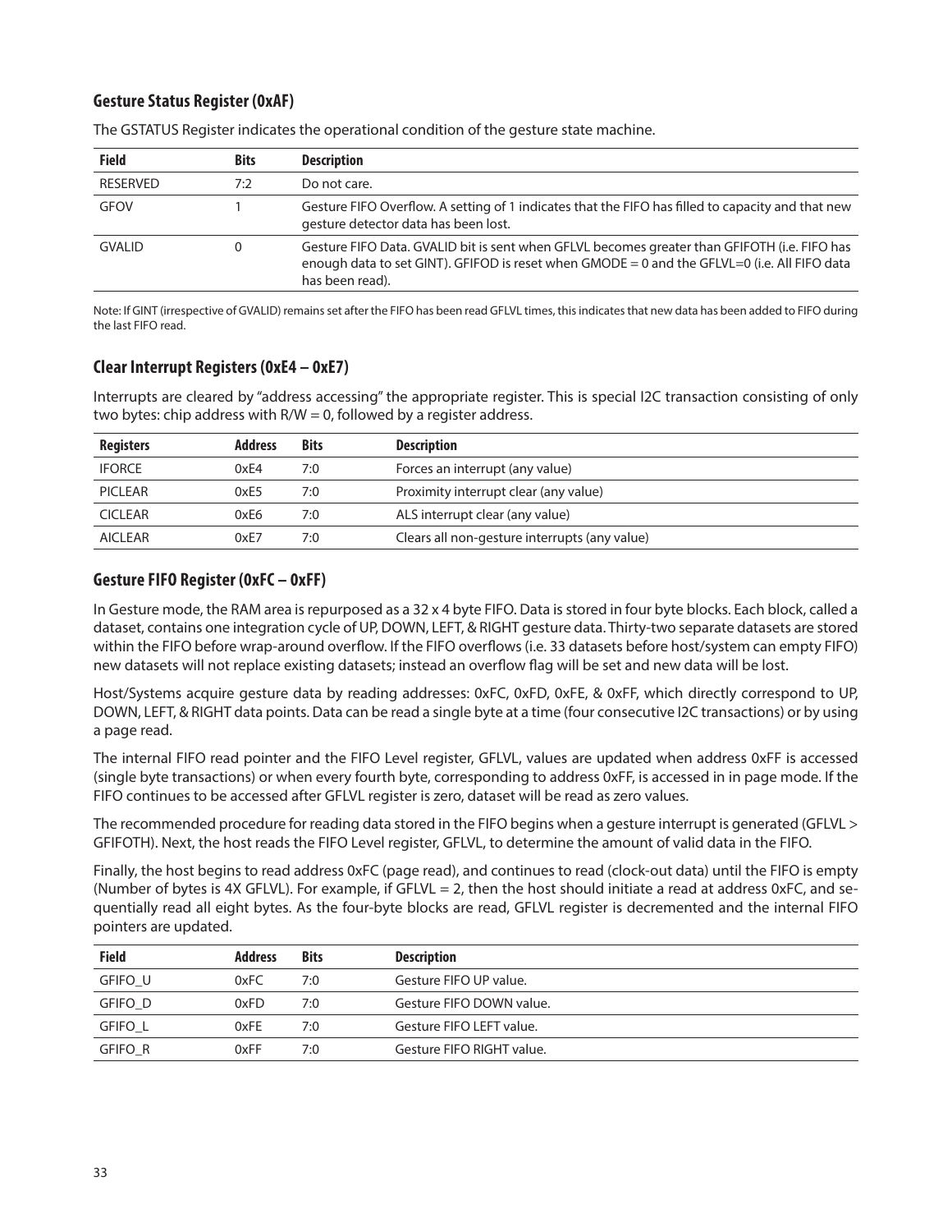### Gesture Status Register (0xAF)

The GSTATUS Register indicates the operational condition of the gesture state machine.

| Field | Bits | Description |
|---|---|---|
| RESERVED | 7:2 | Do not care. |
| GFOV | 1 | Gesture FIFO Overflow. A setting of 1 indicates that the FIFO has filled to capacity and that new gesture detector data has been lost. |
| GVALID | 0 | Gesture FIFO Data. GVALID bit is sent when GFLVL becomes greater than GFIFOTH (i.e. FIFO has enough data to set GINT). GFIFOD is reset when GMODE = 0 and the GFLVL=0 (i.e. All FIFO data has been read). |

Note: If GINT (irrespective of GVALID) remains set after the FIFO has been read GFLVL times, this indicates that new data has been added to FIFO during the last FIFO read.

### Clear Interrupt Registers (0xE4 – 0xE7)

Interrupts are cleared by "address accessing" the appropriate register. This is special I2C transaction consisting of only two bytes: chip address with R/W = 0, followed by a register address.

| Registers | Address | Bits | Description |
|---|---|---|---|
| IFORCE | 0xE4 | 7:0 | Forces an interrupt (any value) |
| PICLEAR | 0xE5 | 7:0 | Proximity interrupt clear (any value) |
| CICLEAR | 0xE6 | 7:0 | ALS interrupt clear (any value) |
| AICLEAR | 0xE7 | 7:0 | Clears all non-gesture interrupts (any value) |

### Gesture FIFO Register (0xFC – 0xFF)

In Gesture mode, the RAM area is repurposed as a 32 x 4 byte FIFO. Data is stored in four byte blocks. Each block, called a dataset, contains one integration cycle of UP, DOWN, LEFT, & RIGHT gesture data. Thirty-two separate datasets are stored within the FIFO before wrap-around overflow. If the FIFO overflows (i.e. 33 datasets before host/system can empty FIFO) new datasets will not replace existing datasets; instead an overflow flag will be set and new data will be lost.

Host/Systems acquire gesture data by reading addresses: 0xFC, 0xFD, 0xFE, & 0xFF, which directly correspond to UP, DOWN, LEFT, & RIGHT data points. Data can be read a single byte at a time (four consecutive I2C transactions) or by using a page read.

The internal FIFO read pointer and the FIFO Level register, GFLVL, values are updated when address 0xFF is accessed (single byte transactions) or when every fourth byte, corresponding to address 0xFF, is accessed in in page mode. If the FIFO continues to be accessed after GFLVL register is zero, dataset will be read as zero values.

The recommended procedure for reading data stored in the FIFO begins when a gesture interrupt is generated (GFLVL > GFIFOTH). Next, the host reads the FIFO Level register, GFLVL, to determine the amount of valid data in the FIFO.

Finally, the host begins to read address 0xFC (page read), and continues to read (clock-out data) until the FIFO is empty (Number of bytes is 4X GFLVL). For example, if GFLVL = 2, then the host should initiate a read at address 0xFC, and sequentially read all eight bytes. As the four-byte blocks are read, GFLVL register is decremented and the internal FIFO pointers are updated.

| Field | Address | Bits | Description |
|---|---|---|---|
| GFIFO_U | 0xFC | 7:0 | Gesture FIFO UP value. |
| GFIFO_D | 0xFD | 7:0 | Gesture FIFO DOWN value. |
| GFIFO_L | 0xFE | 7:0 | Gesture FIFO LEFT value. |
| GFIFO_R | 0xFF | 7:0 | Gesture FIFO RIGHT value. |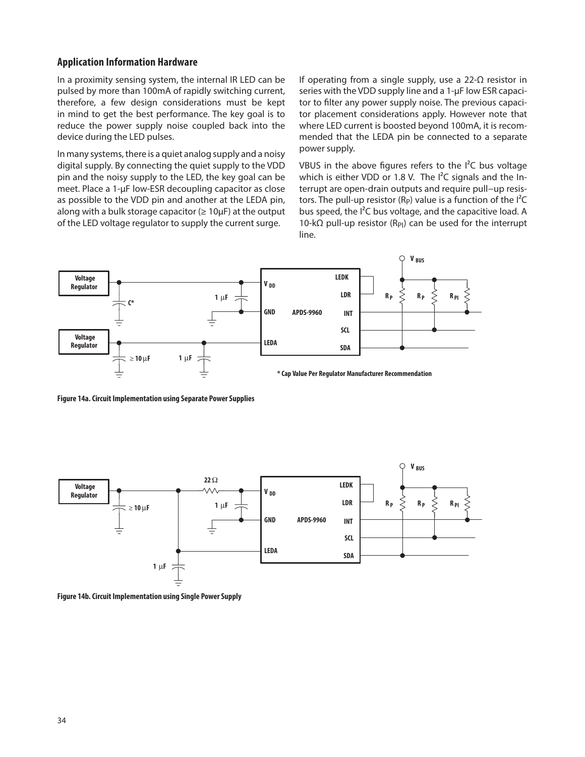## Application Information Hardware

In a proximity sensing system, the internal IR LED can be pulsed by more than 100mA of rapidly switching current, therefore, a few design considerations must be kept in mind to get the best performance. The key goal is to reduce the power supply noise coupled back into the device during the LED pulses.

In many systems, there is a quiet analog supply and a noisy digital supply. By connecting the quiet supply to the VDD pin and the noisy supply to the LED, the key goal can be meet. Place a 1-µF low-ESR decoupling capacitor as close as possible to the VDD pin and another at the LEDA pin, along with a bulk storage capacitor (≥ 10µF) at the output of the LED voltage regulator to supply the current surge.

If operating from a single supply, use a 22-Ω resistor in series with the VDD supply line and a 1-µF low ESR capacitor to filter any power supply noise. The previous capacitor placement considerations apply. However note that where LED current is boosted beyond 100mA, it is recommended that the LEDA pin be connected to a separate power supply.

VBUS in the above figures refers to the I²C bus voltage which is either VDD or 1.8 V. The I²C signals and the Interrupt are open-drain outputs and require pull–up resistors. The pull-up resistor ($R_P$) value is a function of the I²C bus speed, the I²C bus voltage, and the capacitive load. A 10-kΩ pull-up resistor ($R_{PI}$) can be used for the interrupt line.

Voltage Regulator | C* | 1 µF | V DD | GND | LEDA | APDS-9960 | LEDK | LDR | INT | SCL | SDA | V BUS | R P | R P | R PI | Voltage Regulator | ≥ 10 µF | 1 µF

\* Cap Value Per Regulator Manufacturer Recommendation

**Figure 14a. Circuit Implementation using Separate Power Supplies**

Voltage Regulator | ≥ 10 µF | 22 Ω | 1 µF | V DD | GND | LEDA | APDS-9960 | LEDK | LDR | INT | SCL | SDA | V BUS | R P | R P | R PI | 1 µF

**Figure 14b. Circuit Implementation using Single Power Supply**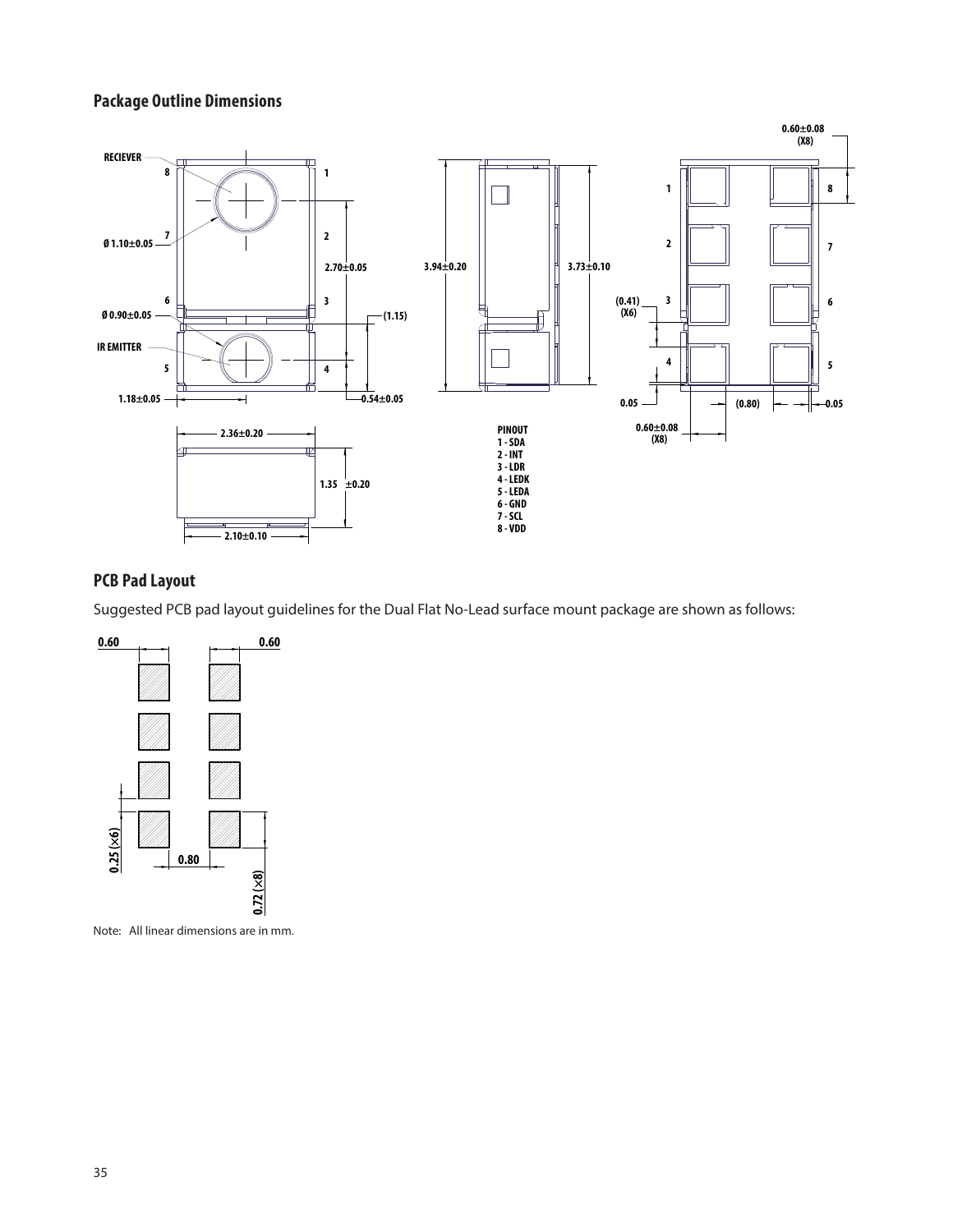## Package Outline Dimensions

PINOUT
1 - SDA
2 - INT
3 - LDR
4 - LEDK
5 - LEDA
6 - GND
7 - SCL
8 - VDD

## PCB Pad Layout

Suggested PCB pad layout guidelines for the Dual Flat No-Lead surface mount package are shown as follows:

Note: All linear dimensions are in mm.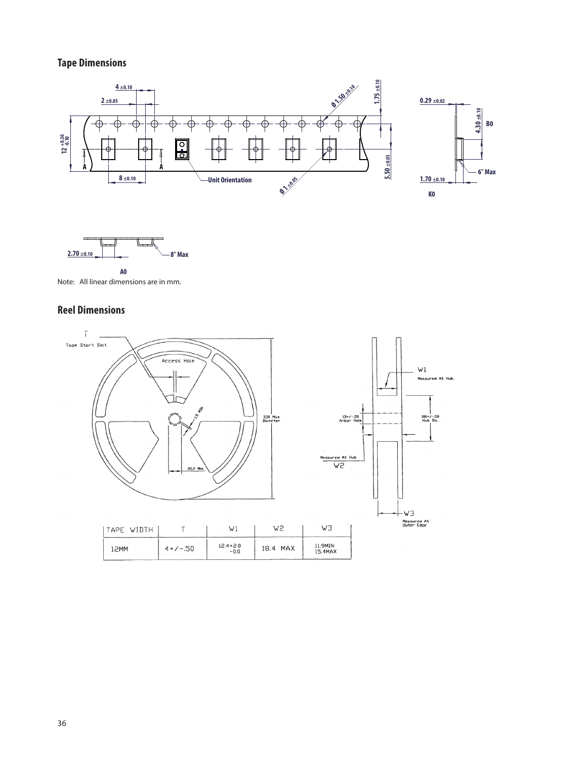## Tape Dimensions

Note: All linear dimensions are in mm.

## Reel Dimensions

| TAPE WIDTH | T | W1 | W2 | W3 |
|---|---|---|---|---|
| 12MM | 4+/-.50 | 12.4+2.0 -0.0 | 18.4 MAX | 11.9MIN 15.4MAX |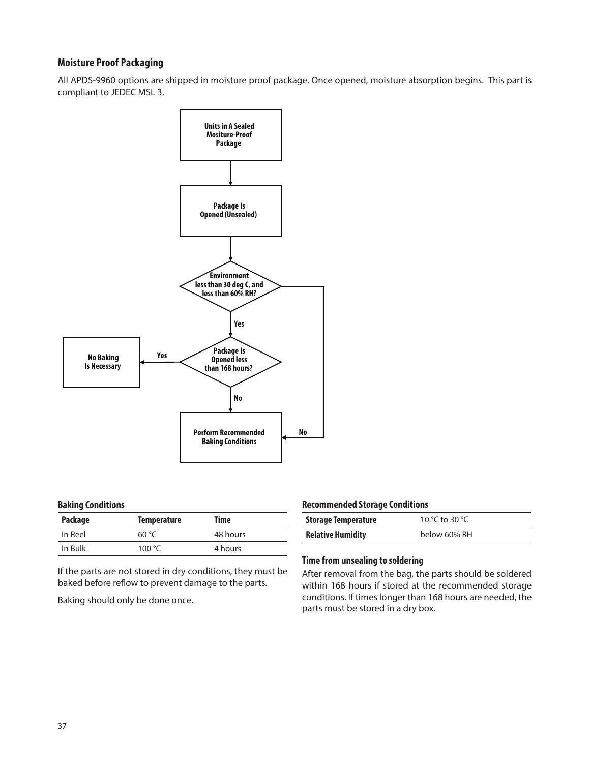## Moisture Proof Packaging

All APDS-9960 options are shipped in moisture proof package. Once opened, moisture absorption begins. This part is compliant to JEDEC MSL 3.

Units in A Sealed Mositure-Proof Package

Package Is Opened (Unsealed)

Environment less than 30 deg C, and less than 60% RH?

Yes

No

Package Is Opened less than 168 hours?

Yes

No Baking Is Necessary

No

Perform Recommended Baking Conditions

### Baking Conditions

| Package | Temperature | Time |
|---|---|---|
| In Reel | 60 °C | 48 hours |
| In Bulk | 100 °C | 4 hours |

If the parts are not stored in dry conditions, they must be baked before reflow to prevent damage to the parts.

Baking should only be done once.

### Recommended Storage Conditions

| Storage Temperature | 10 °C to 30 °C |
|---|---|
| Relative Humidity | below 60% RH |

### Time from unsealing to soldering

After removal from the bag, the parts should be soldered within 168 hours if stored at the recommended storage conditions. If times longer than 168 hours are needed, the parts must be stored in a dry box.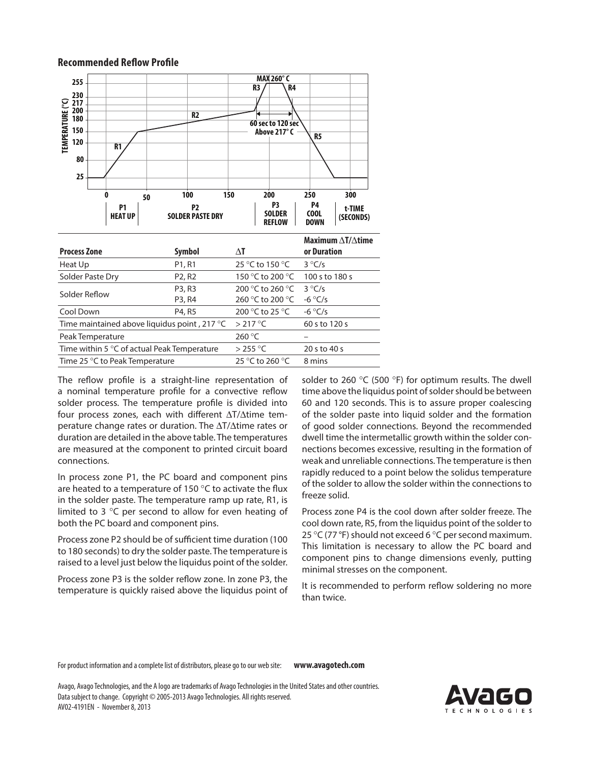### Recommended Reflow Profile

MAX 260° C

R3 R4

R2

R1

R5

60 sec to 120 sec Above 217° C

TEMPERATURE (°C)

255
230
217
200
180
150
120
80
25

0 50 100 150 200 250 300

P1 HEAT UP

P2 SOLDER PASTE DRY

P3 SOLDER REFLOW

P4 COOL DOWN

t-TIME (SECONDS)

| Process Zone | Symbol | ∆T | Maximum ∆T/∆time or Duration |
|---|---|---|---|
| Heat Up | P1, R1 | 25 °C to 150 °C | 3 °C/s |
| Solder Paste Dry | P2, R2 | 150 °C to 200 °C | 100 s to 180 s |
| Solder Reflow | P3, R3 | 200 °C to 260 °C | 3 °C/s |
| | P3, R4 | 260 °C to 200 °C | -6 °C/s |
| Cool Down | P4, R5 | 200 °C to 25 °C | -6 °C/s |
| Time maintained above liquidus point , 217 °C | | > 217 °C | 60 s to 120 s |
| Peak Temperature | | 260 °C | – |
| Time within 5 °C of actual Peak Temperature | | > 255 °C | 20 s to 40 s |
| Time 25 °C to Peak Temperature | | 25 °C to 260 °C | 8 mins |

The reflow profile is a straight-line representation of a nominal temperature profile for a convective reflow solder process. The temperature profile is divided into four process zones, each with different ∆T/∆time temperature change rates or duration. The ∆T/∆time rates or duration are detailed in the above table. The temperatures are measured at the component to printed circuit board connections.

In process zone P1, the PC board and component pins are heated to a temperature of 150 °C to activate the flux in the solder paste. The temperature ramp up rate, R1, is limited to 3 °C per second to allow for even heating of both the PC board and component pins.

Process zone P2 should be of sufficient time duration (100 to 180 seconds) to dry the solder paste. The temperature is raised to a level just below the liquidus point of the solder.

Process zone P3 is the solder reflow zone. In zone P3, the temperature is quickly raised above the liquidus point of solder to 260 °C (500 °F) for optimum results. The dwell time above the liquidus point of solder should be between 60 and 120 seconds. This is to assure proper coalescing of the solder paste into liquid solder and the formation of good solder connections. Beyond the recommended dwell time the intermetallic growth within the solder connections becomes excessive, resulting in the formation of weak and unreliable connections. The temperature is then rapidly reduced to a point below the solidus temperature of the solder to allow the solder within the connections to freeze solid.

Process zone P4 is the cool down after solder freeze. The cool down rate, R5, from the liquidus point of the solder to 25 °C (77 °F) should not exceed 6 °C per second maximum. This limitation is necessary to allow the PC board and component pins to change dimensions evenly, putting minimal stresses on the component.

It is recommended to perform reflow soldering no more than twice.

For product information and a complete list of distributors, please go to our web site: **www.avagotech.com**

Avago, Avago Technologies, and the A logo are trademarks of Avago Technologies in the United States and other countries.
Data subject to change. Copyright © 2005-2013 Avago Technologies. All rights reserved.
AV02-4191EN - November 8, 2013